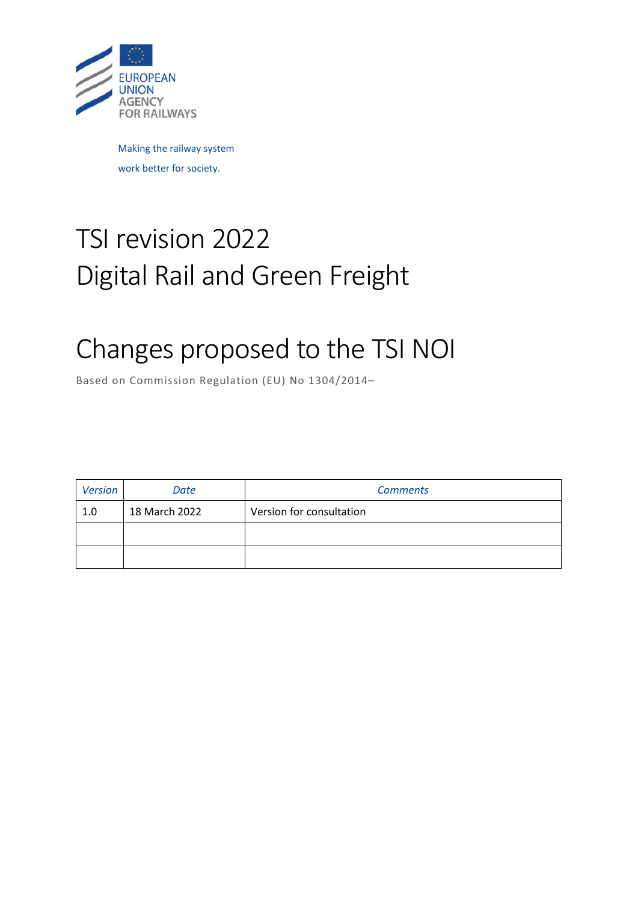EUROPEAN UNION AGENCY FOR RAILWAYS

Making the railway system work better for society.

# TSI revision 2022
# Digital Rail and Green Freight

# Changes proposed to the TSI NOI

Based on Commission Regulation (EU) No 1304/2014–

| *Version* | *Date* | *Comments* |
|---|---|---|
| 1.0 | 18 March 2022 | Version for consultation |
| | | |
| | | |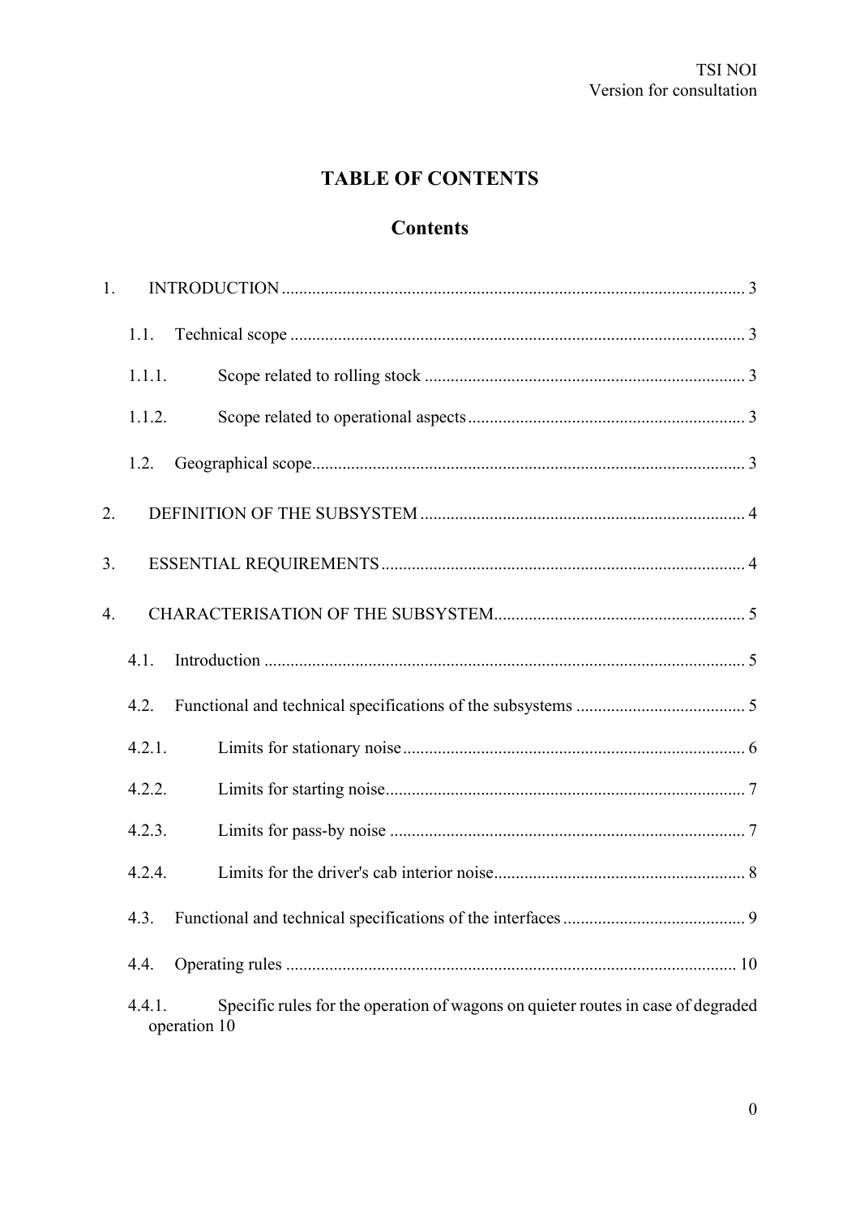# TABLE OF CONTENTS

## Contents

1. INTRODUCTION ........................................................................................................ 3

    1.1. Technical scope ..................................................................................................... 3

    1.1.1. Scope related to rolling stock ...................................................................... 3

    1.1.2. Scope related to operational aspects ............................................................ 3

    1.2. Geographical scope................................................................................................ 3

2. DEFINITION OF THE SUBSYSTEM ........................................................................ 4

3. ESSENTIAL REQUIREMENTS ................................................................................. 4

4. CHARACTERISATION OF THE SUBSYSTEM........................................................ 5

    4.1. Introduction ........................................................................................................... 5

    4.2. Functional and technical specifications of the subsystems ..................................... 5

    4.2.1. Limits for stationary noise ............................................................................ 6

    4.2.2. Limits for starting noise................................................................................ 7

    4.2.3. Limits for pass-by noise ............................................................................... 7

    4.2.4. Limits for the driver's cab interior noise........................................................ 8

    4.3. Functional and technical specifications of the interfaces ......................................... 9

    4.4. Operating rules ..................................................................................................... 10

    4.4.1. Specific rules for the operation of wagons on quieter routes in case of degraded operation 10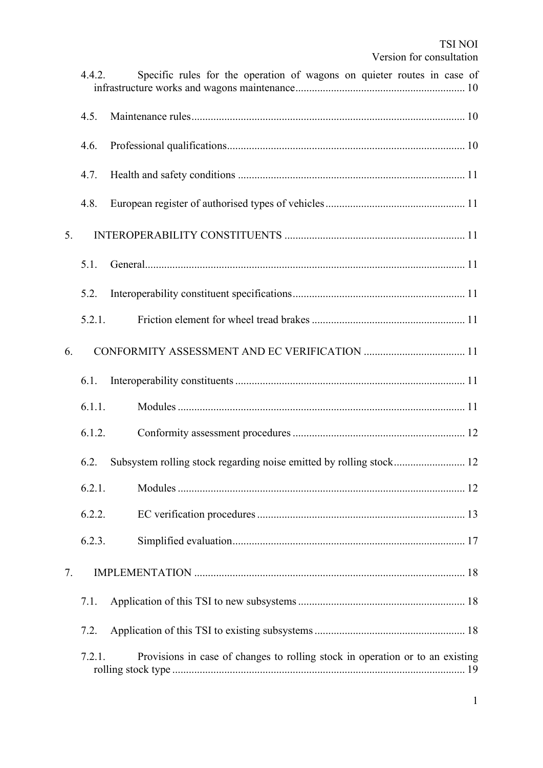4.4.2. Specific rules for the operation of wagons on quieter routes in case of infrastructure works and wagons maintenance ........ 10

4.5. Maintenance rules ........ 10

4.6. Professional qualifications ........ 10

4.7. Health and safety conditions ........ 11

4.8. European register of authorised types of vehicles ........ 11

5. INTEROPERABILITY CONSTITUENTS ........ 11

5.1. General ........ 11

5.2. Interoperability constituent specifications ........ 11

5.2.1. Friction element for wheel tread brakes ........ 11

6. CONFORMITY ASSESSMENT AND EC VERIFICATION ........ 11

6.1. Interoperability constituents ........ 11

6.1.1. Modules ........ 11

6.1.2. Conformity assessment procedures ........ 12

6.2. Subsystem rolling stock regarding noise emitted by rolling stock ........ 12

6.2.1. Modules ........ 12

6.2.2. EC verification procedures ........ 13

6.2.3. Simplified evaluation ........ 17

7. IMPLEMENTATION ........ 18

7.1. Application of this TSI to new subsystems ........ 18

7.2. Application of this TSI to existing subsystems ........ 18

7.2.1. Provisions in case of changes to rolling stock in operation or to an existing rolling stock type ........ 19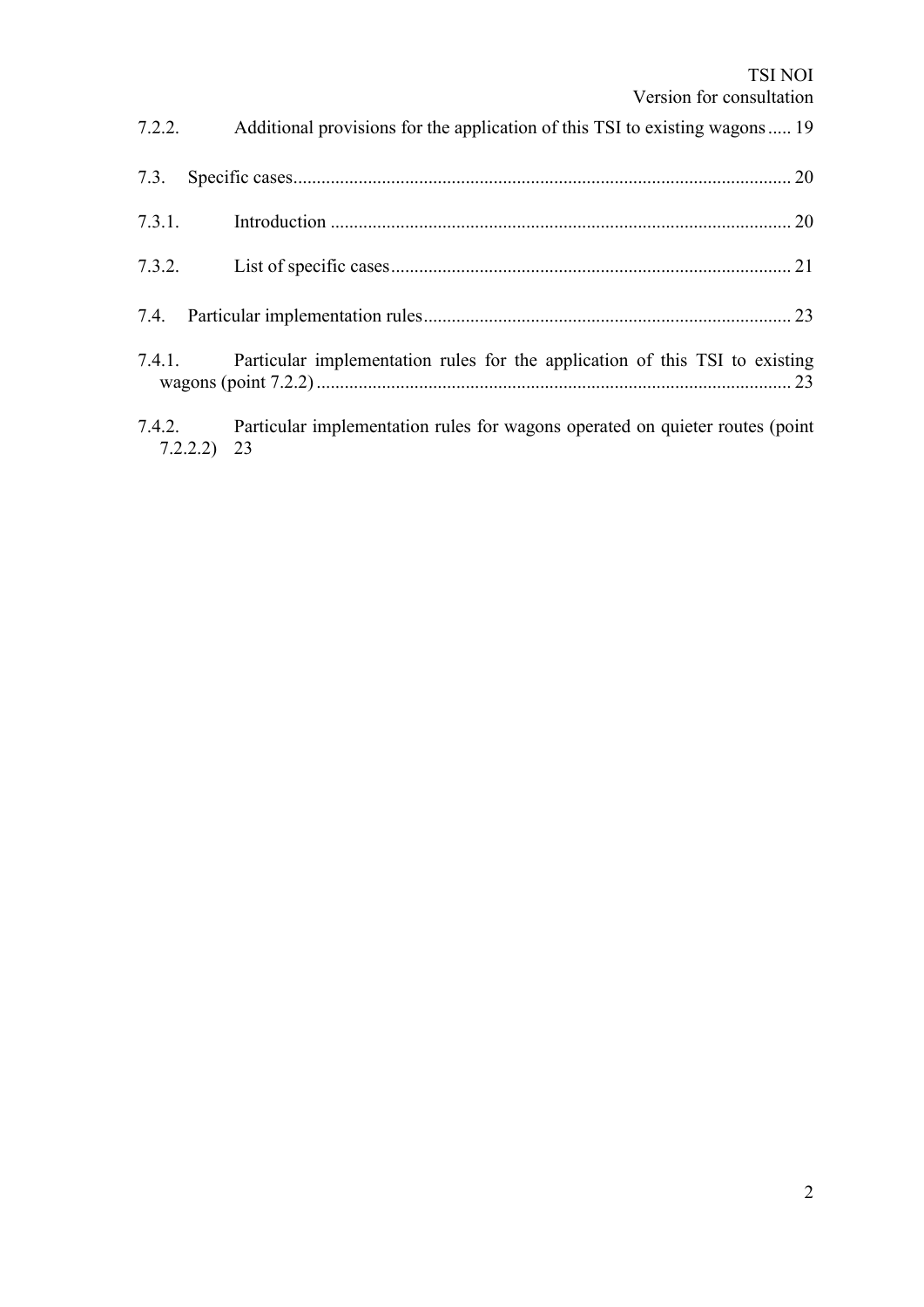7.2.2. Additional provisions for the application of this TSI to existing wagons..... 19

7.3. Specific cases.......................................................................................................... 20

7.3.1. Introduction .................................................................................................. 20

7.3.2. List of specific cases..................................................................................... 21

7.4. Particular implementation rules.............................................................................. 23

7.4.1. Particular implementation rules for the application of this TSI to existing wagons (point 7.2.2) ..................................................................................................... 23

7.4.2. Particular implementation rules for wagons operated on quieter routes (point 7.2.2.2) 23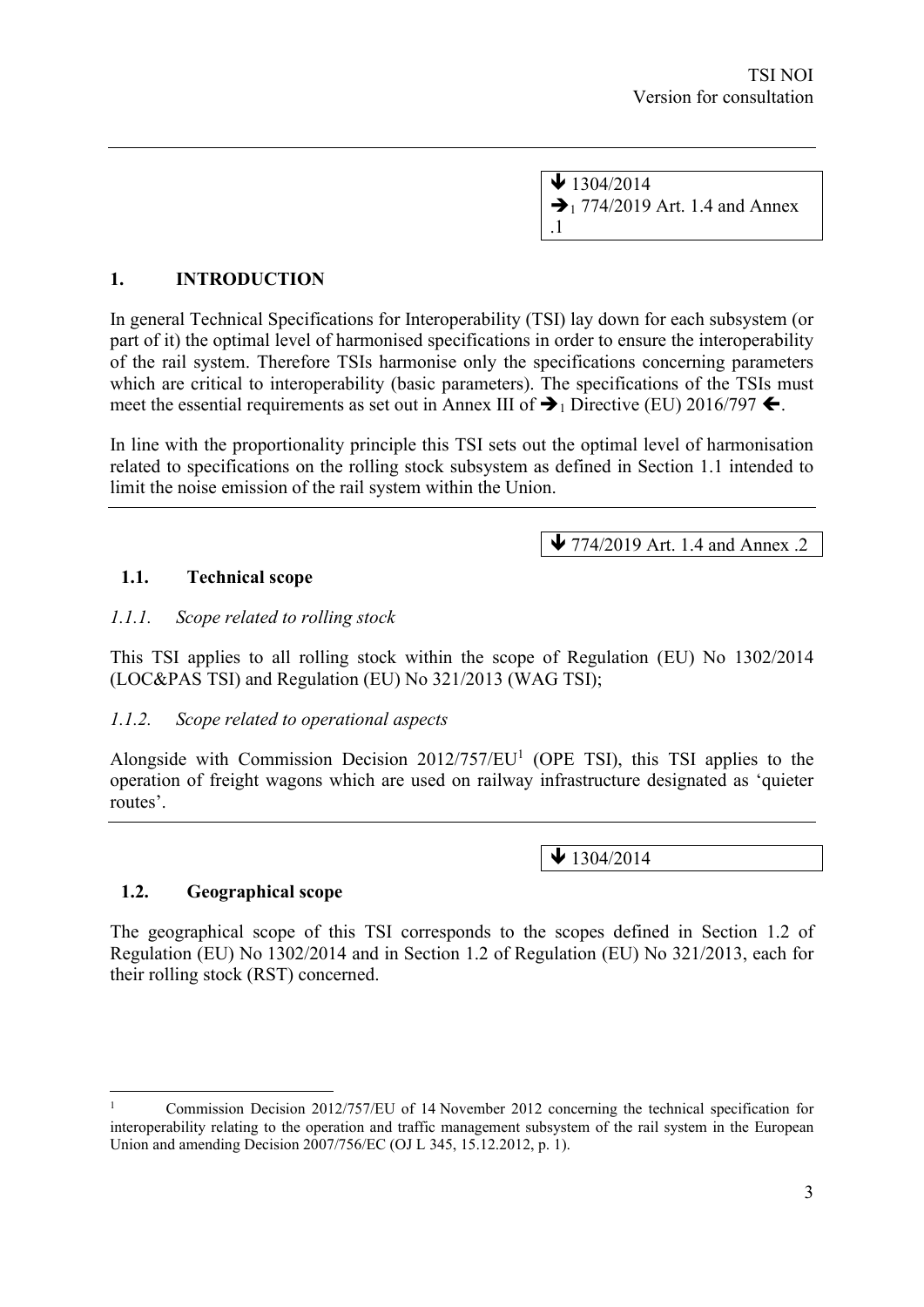↓ 1304/2014
➔1 774/2019 Art. 1.4 and Annex .1

# 1. INTRODUCTION

In general Technical Specifications for Interoperability (TSI) lay down for each subsystem (or part of it) the optimal level of harmonised specifications in order to ensure the interoperability of the rail system. Therefore TSIs harmonise only the specifications concerning parameters which are critical to interoperability (basic parameters). The specifications of the TSIs must meet the essential requirements as set out in Annex III of ➔1 Directive (EU) 2016/797 ←.

In line with the proportionality principle this TSI sets out the optimal level of harmonisation related to specifications on the rolling stock subsystem as defined in Section 1.1 intended to limit the noise emission of the rail system within the Union.

↓ 774/2019 Art. 1.4 and Annex .2

## 1.1. Technical scope

### *1.1.1. Scope related to rolling stock*

This TSI applies to all rolling stock within the scope of Regulation (EU) No 1302/2014 (LOC&PAS TSI) and Regulation (EU) No 321/2013 (WAG TSI);

### *1.1.2. Scope related to operational aspects*

Alongside with Commission Decision 2012/757/EU[1] (OPE TSI), this TSI applies to the operation of freight wagons which are used on railway infrastructure designated as 'quieter routes'.

↓ 1304/2014

## 1.2. Geographical scope

The geographical scope of this TSI corresponds to the scopes defined in Section 1.2 of Regulation (EU) No 1302/2014 and in Section 1.2 of Regulation (EU) No 321/2013, each for their rolling stock (RST) concerned.

---

[1] Commission Decision 2012/757/EU of 14 November 2012 concerning the technical specification for interoperability relating to the operation and traffic management subsystem of the rail system in the European Union and amending Decision 2007/756/EC (OJ L 345, 15.12.2012, p. 1).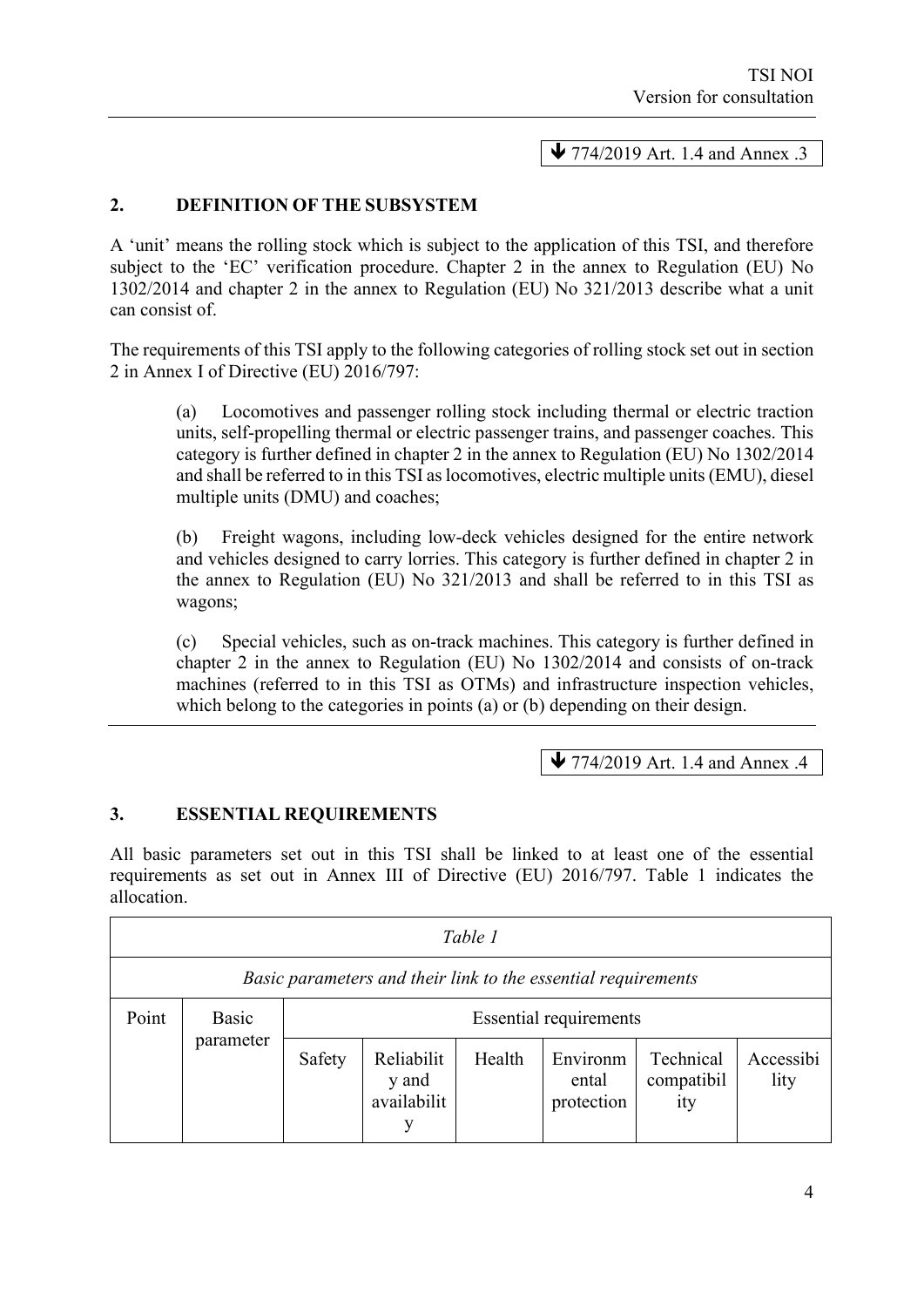🡻 774/2019 Art. 1.4 and Annex .3

## 2. DEFINITION OF THE SUBSYSTEM

A 'unit' means the rolling stock which is subject to the application of this TSI, and therefore subject to the 'EC' verification procedure. Chapter 2 in the annex to Regulation (EU) No 1302/2014 and chapter 2 in the annex to Regulation (EU) No 321/2013 describe what a unit can consist of.

The requirements of this TSI apply to the following categories of rolling stock set out in section 2 in Annex I of Directive (EU) 2016/797:

(a) Locomotives and passenger rolling stock including thermal or electric traction units, self-propelling thermal or electric passenger trains, and passenger coaches. This category is further defined in chapter 2 in the annex to Regulation (EU) No 1302/2014 and shall be referred to in this TSI as locomotives, electric multiple units (EMU), diesel multiple units (DMU) and coaches;

(b) Freight wagons, including low-deck vehicles designed for the entire network and vehicles designed to carry lorries. This category is further defined in chapter 2 in the annex to Regulation (EU) No 321/2013 and shall be referred to in this TSI as wagons;

(c) Special vehicles, such as on-track machines. This category is further defined in chapter 2 in the annex to Regulation (EU) No 1302/2014 and consists of on-track machines (referred to in this TSI as OTMs) and infrastructure inspection vehicles, which belong to the categories in points (a) or (b) depending on their design.

🡻 774/2019 Art. 1.4 and Annex .4

## 3. ESSENTIAL REQUIREMENTS

All basic parameters set out in this TSI shall be linked to at least one of the essential requirements as set out in Annex III of Directive (EU) 2016/797. Table 1 indicates the allocation.

*Table 1*

*Basic parameters and their link to the essential requirements*

| Point | Basic parameter | Essential requirements | | | | | |
|---|---|---|---|---|---|---|---|
| | | Safety | Reliability and availability | Health | Environmental protection | Technical compatibility | Accessibility |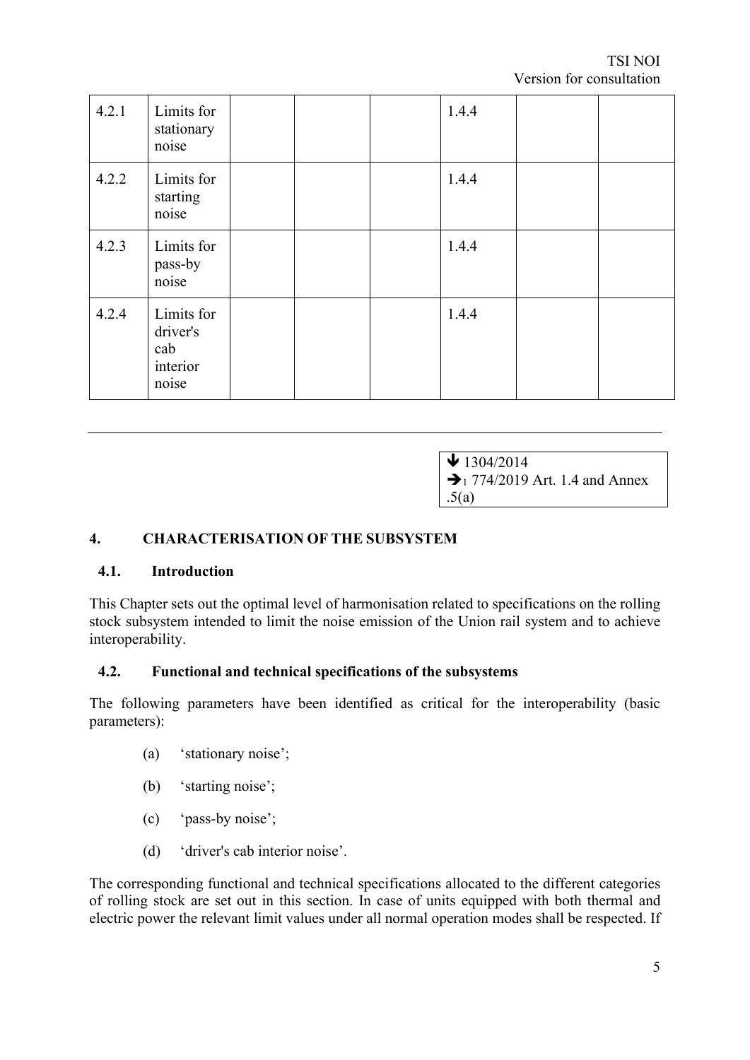| 4.2.1 | Limits for stationary noise | | | | 1.4.4 | | |
|---|---|---|---|---|---|---|---|
| 4.2.2 | Limits for starting noise | | | | 1.4.4 | | |
| 4.2.3 | Limits for pass-by noise | | | | 1.4.4 | | |
| 4.2.4 | Limits for driver's cab interior noise | | | | 1.4.4 | | |

---

↓ 1304/2014
→1 774/2019 Art. 1.4 and Annex .5(a)

## 4. CHARACTERISATION OF THE SUBSYSTEM

### 4.1. Introduction

This Chapter sets out the optimal level of harmonisation related to specifications on the rolling stock subsystem intended to limit the noise emission of the Union rail system and to achieve interoperability.

### 4.2. Functional and technical specifications of the subsystems

The following parameters have been identified as critical for the interoperability (basic parameters):

(a) 'stationary noise';

(b) 'starting noise';

(c) 'pass-by noise';

(d) 'driver's cab interior noise'.

The corresponding functional and technical specifications allocated to the different categories of rolling stock are set out in this section. In case of units equipped with both thermal and electric power the relevant limit values under all normal operation modes shall be respected. If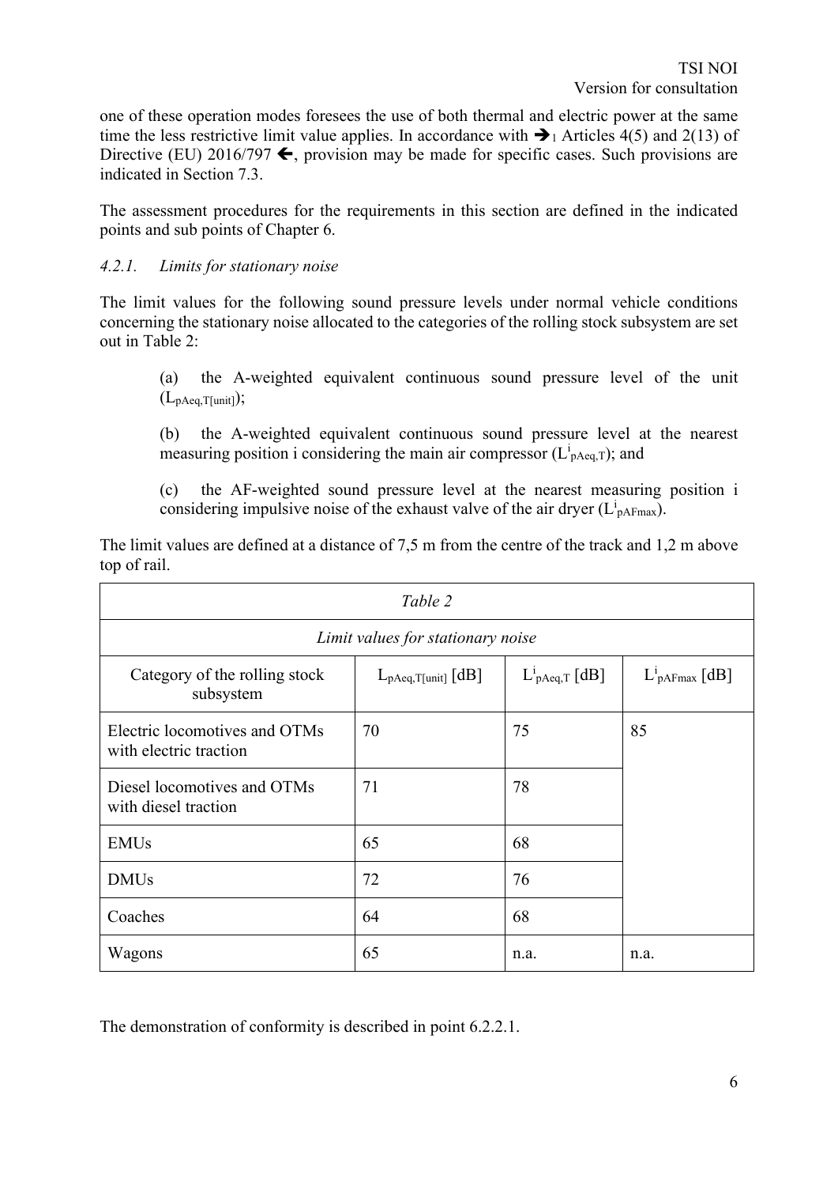one of these operation modes foresees the use of both thermal and electric power at the same time the less restrictive limit value applies. In accordance with ➔[1] Articles 4(5) and 2(13) of Directive (EU) 2016/797 ⟵, provision may be made for specific cases. Such provisions are indicated in Section 7.3.

The assessment procedures for the requirements in this section are defined in the indicated points and sub points of Chapter 6.

### *4.2.1. Limits for stationary noise*

The limit values for the following sound pressure levels under normal vehicle conditions concerning the stationary noise allocated to the categories of the rolling stock subsystem are set out in Table 2:

(a) the A-weighted equivalent continuous sound pressure level of the unit ($L_{pAeq,T[unit]}$);

(b) the A-weighted equivalent continuous sound pressure level at the nearest measuring position i considering the main air compressor ($L^{i}_{pAeq,T}$); and

(c) the AF-weighted sound pressure level at the nearest measuring position i considering impulsive noise of the exhaust valve of the air dryer ($L^{i}_{pAFmax}$).

The limit values are defined at a distance of 7,5 m from the centre of the track and 1,2 m above top of rail.

*Table 2*

*Limit values for stationary noise*

| Category of the rolling stock subsystem | $L_{pAeq,T[unit]}$ [dB] | $L^{i}_{pAeq,T}$ [dB] | $L^{i}_{pAFmax}$ [dB] |
|---|---|---|---|
| Electric locomotives and OTMs with electric traction | 70 | 75 | 85 |
| Diesel locomotives and OTMs with diesel traction | 71 | 78 | |
| EMUs | 65 | 68 | |
| DMUs | 72 | 76 | |
| Coaches | 64 | 68 | |
| Wagons | 65 | n.a. | n.a. |

The demonstration of conformity is described in point 6.2.2.1.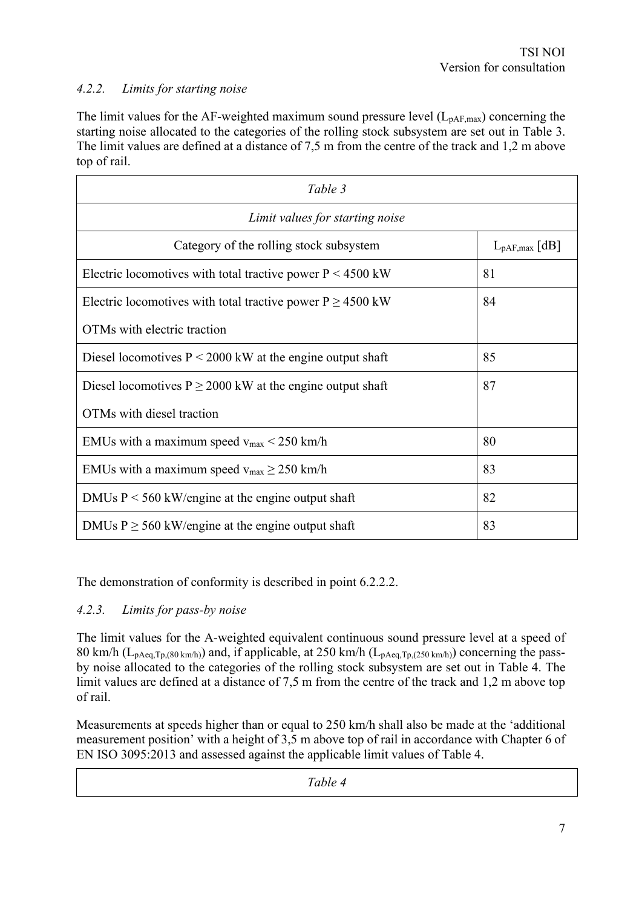### *4.2.2. Limits for starting noise*

The limit values for the AF-weighted maximum sound pressure level ($L_{pAF,max}$) concerning the starting noise allocated to the categories of the rolling stock subsystem are set out in Table 3. The limit values are defined at a distance of 7,5 m from the centre of the track and 1,2 m above top of rail.

*Table 3*

*Limit values for starting noise*

| Category of the rolling stock subsystem | $L_{pAF,max}$ [dB] |
|---|---|
| Electric locomotives with total tractive power P < 4500 kW | 81 |
| Electric locomotives with total tractive power P ≥ 4500 kW<br>OTMs with electric traction | 84 |
| Diesel locomotives P < 2000 kW at the engine output shaft | 85 |
| Diesel locomotives P ≥ 2000 kW at the engine output shaft<br>OTMs with diesel traction | 87 |
| EMUs with a maximum speed $v_{max}$ < 250 km/h | 80 |
| EMUs with a maximum speed $v_{max}$ ≥ 250 km/h | 83 |
| DMUs P < 560 kW/engine at the engine output shaft | 82 |
| DMUs P ≥ 560 kW/engine at the engine output shaft | 83 |

The demonstration of conformity is described in point 6.2.2.2.

### *4.2.3. Limits for pass-by noise*

The limit values for the A-weighted equivalent continuous sound pressure level at a speed of 80 km/h ($L_{pAeq,Tp,(80\,km/h)}$) and, if applicable, at 250 km/h ($L_{pAeq,Tp,(250\,km/h)}$) concerning the pass-by noise allocated to the categories of the rolling stock subsystem are set out in Table 4. The limit values are defined at a distance of 7,5 m from the centre of the track and 1,2 m above top of rail.

Measurements at speeds higher than or equal to 250 km/h shall also be made at the 'additional measurement position' with a height of 3,5 m above top of rail in accordance with Chapter 6 of EN ISO 3095:2013 and assessed against the applicable limit values of Table 4.

*Table 4*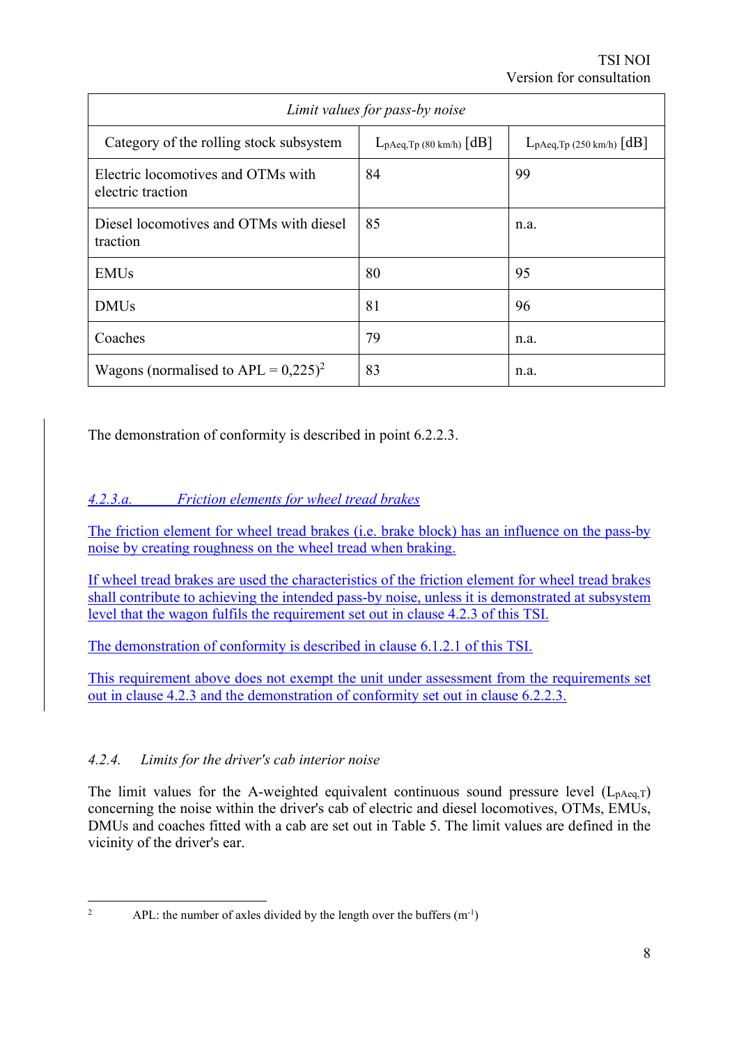| *Limit values for pass-by noise* | | |
|---|---|---|
| Category of the rolling stock subsystem | $L_{pAeq,Tp\ (80\ km/h)}$ [dB] | $L_{pAeq,Tp\ (250\ km/h)}$ [dB] |
| Electric locomotives and OTMs with electric traction | 84 | 99 |
| Diesel locomotives and OTMs with diesel traction | 85 | n.a. |
| EMUs | 80 | 95 |
| DMUs | 81 | 96 |
| Coaches | 79 | n.a. |
| Wagons (normalised to APL = 0,225)[2] | 83 | n.a. |

The demonstration of conformity is described in point 6.2.2.3.

#### *4.2.3.a. Friction elements for wheel tread brakes*

The friction element for wheel tread brakes (i.e. brake block) has an influence on the pass-by noise by creating roughness on the wheel tread when braking.

If wheel tread brakes are used the characteristics of the friction element for wheel tread brakes shall contribute to achieving the intended pass-by noise, unless it is demonstrated at subsystem level that the wagon fulfils the requirement set out in clause 4.2.3 of this TSI.

The demonstration of conformity is described in clause 6.1.2.1 of this TSI.

This requirement above does not exempt the unit under assessment from the requirements set out in clause 4.2.3 and the demonstration of conformity set out in clause 6.2.2.3.

### *4.2.4. Limits for the driver's cab interior noise*

The limit values for the A-weighted equivalent continuous sound pressure level ($L_{pAeq,T}$) concerning the noise within the driver's cab of electric and diesel locomotives, OTMs, EMUs, DMUs and coaches fitted with a cab are set out in Table 5. The limit values are defined in the vicinity of the driver's ear.

[2] APL: the number of axles divided by the length over the buffers ($m^{-1}$)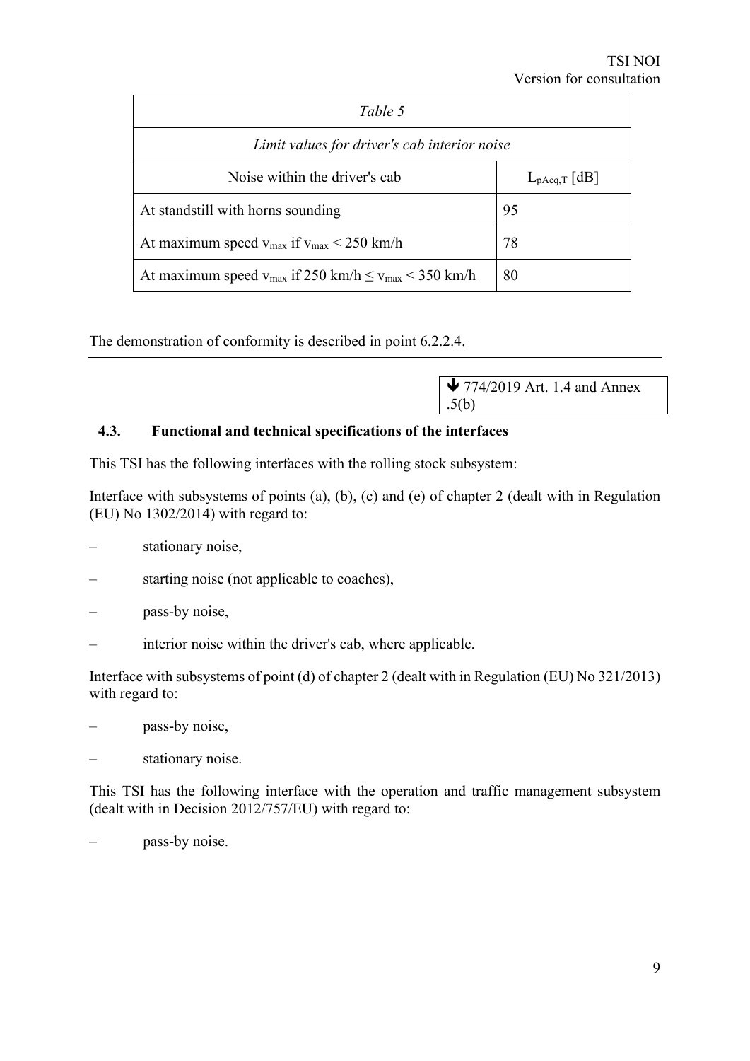| Table 5 | |
|---|---|
| *Limit values for driver's cab interior noise* | |
| Noise within the driver's cab | $L_{pAeq,T}$ [dB] |
| At standstill with horns sounding | 95 |
| At maximum speed $v_{max}$ if $v_{max} < 250$ km/h | 78 |
| At maximum speed $v_{max}$ if 250 km/h $\leq v_{max} < 350$ km/h | 80 |

The demonstration of conformity is described in point 6.2.2.4.

---

↓ 774/2019 Art. 1.4 and Annex .5(b)

## 4.3. Functional and technical specifications of the interfaces

This TSI has the following interfaces with the rolling stock subsystem:

Interface with subsystems of points (a), (b), (c) and (e) of chapter 2 (dealt with in Regulation (EU) No 1302/2014) with regard to:

- stationary noise,
- starting noise (not applicable to coaches),
- pass-by noise,
- interior noise within the driver's cab, where applicable.

Interface with subsystems of point (d) of chapter 2 (dealt with in Regulation (EU) No 321/2013) with regard to:

- pass-by noise,
- stationary noise.

This TSI has the following interface with the operation and traffic management subsystem (dealt with in Decision 2012/757/EU) with regard to:

- pass-by noise.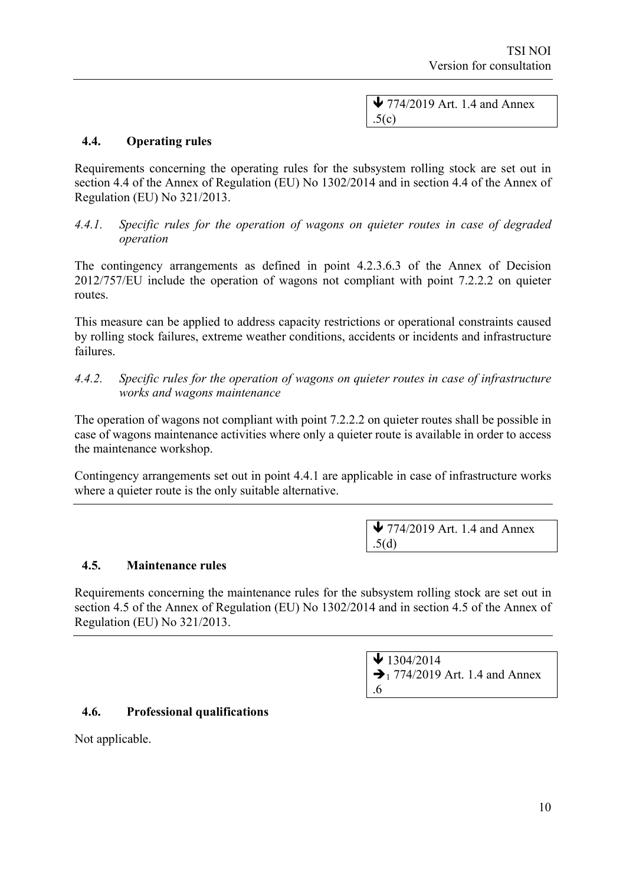↓ 774/2019 Art. 1.4 and Annex .5(c)

### 4.4. Operating rules

Requirements concerning the operating rules for the subsystem rolling stock are set out in section 4.4 of the Annex of Regulation (EU) No 1302/2014 and in section 4.4 of the Annex of Regulation (EU) No 321/2013.

#### *4.4.1. Specific rules for the operation of wagons on quieter routes in case of degraded operation*

The contingency arrangements as defined in point 4.2.3.6.3 of the Annex of Decision 2012/757/EU include the operation of wagons not compliant with point 7.2.2.2 on quieter routes.

This measure can be applied to address capacity restrictions or operational constraints caused by rolling stock failures, extreme weather conditions, accidents or incidents and infrastructure failures.

#### *4.4.2. Specific rules for the operation of wagons on quieter routes in case of infrastructure works and wagons maintenance*

The operation of wagons not compliant with point 7.2.2.2 on quieter routes shall be possible in case of wagons maintenance activities where only a quieter route is available in order to access the maintenance workshop.

Contingency arrangements set out in point 4.4.1 are applicable in case of infrastructure works where a quieter route is the only suitable alternative.

---

↓ 774/2019 Art. 1.4 and Annex .5(d)

### 4.5. Maintenance rules

Requirements concerning the maintenance rules for the subsystem rolling stock are set out in section 4.5 of the Annex of Regulation (EU) No 1302/2014 and in section 4.5 of the Annex of Regulation (EU) No 321/2013.

---

↓ 1304/2014
→1 774/2019 Art. 1.4 and Annex .6

### 4.6. Professional qualifications

Not applicable.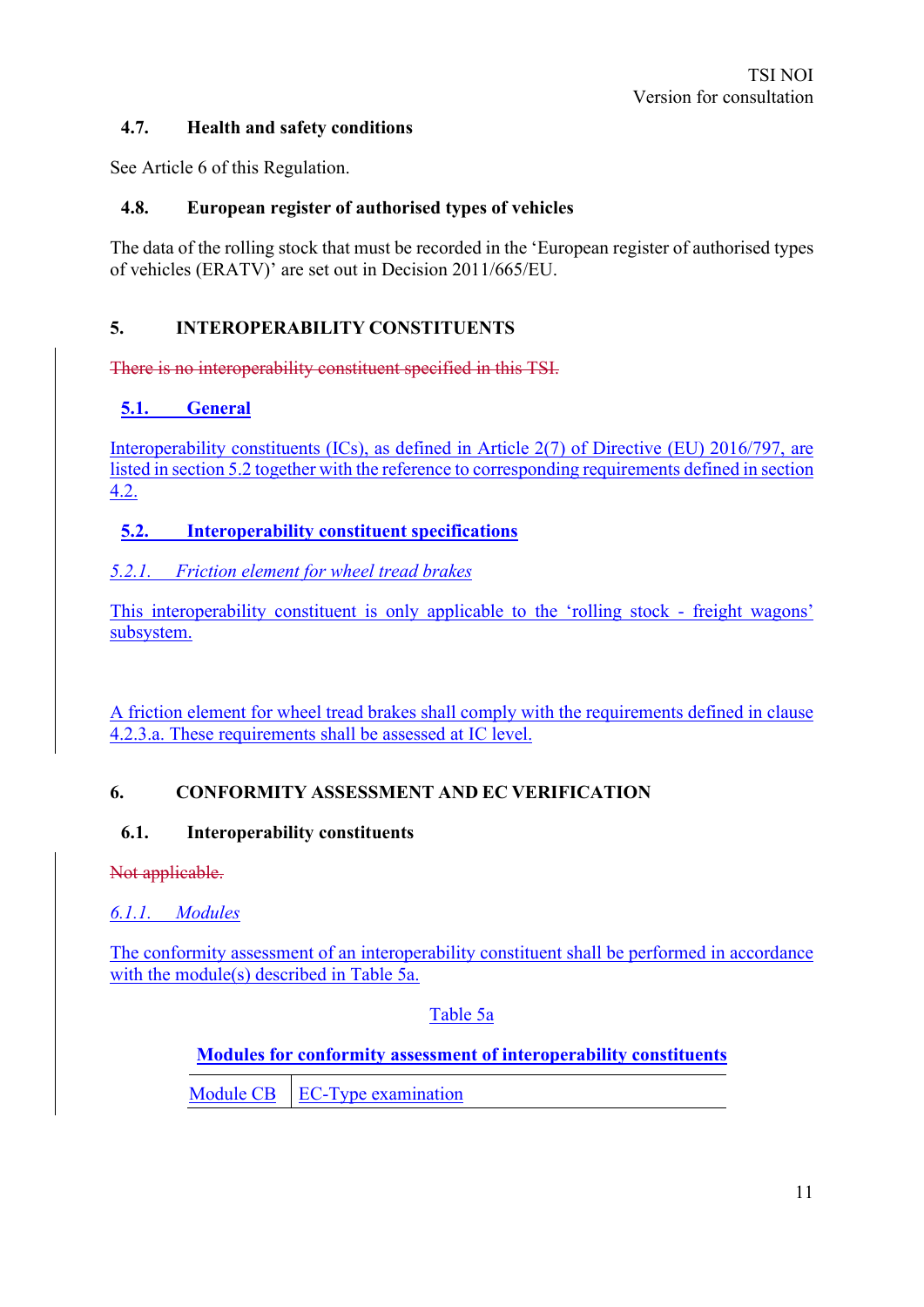### 4.7. Health and safety conditions

See Article 6 of this Regulation.

### 4.8. European register of authorised types of vehicles

The data of the rolling stock that must be recorded in the 'European register of authorised types of vehicles (ERATV)' are set out in Decision 2011/665/EU.

## 5. INTEROPERABILITY CONSTITUENTS

~~There is no interoperability constituent specified in this TSI.~~

### 5.1. General

Interoperability constituents (ICs), as defined in Article 2(7) of Directive (EU) 2016/797, are listed in section 5.2 together with the reference to corresponding requirements defined in section 4.2.

### 5.2. Interoperability constituent specifications

#### *5.2.1. Friction element for wheel tread brakes*

This interoperability constituent is only applicable to the 'rolling stock - freight wagons' subsystem.

A friction element for wheel tread brakes shall comply with the requirements defined in clause 4.2.3.a. These requirements shall be assessed at IC level.

## 6. CONFORMITY ASSESSMENT AND EC VERIFICATION

### 6.1. Interoperability constituents

~~Not applicable.~~

#### *6.1.1. Modules*

The conformity assessment of an interoperability constituent shall be performed in accordance with the module(s) described in Table 5a.

Table 5a

**Modules for conformity assessment of interoperability constituents**

| | |
|---|---|
| Module CB | EC-Type examination |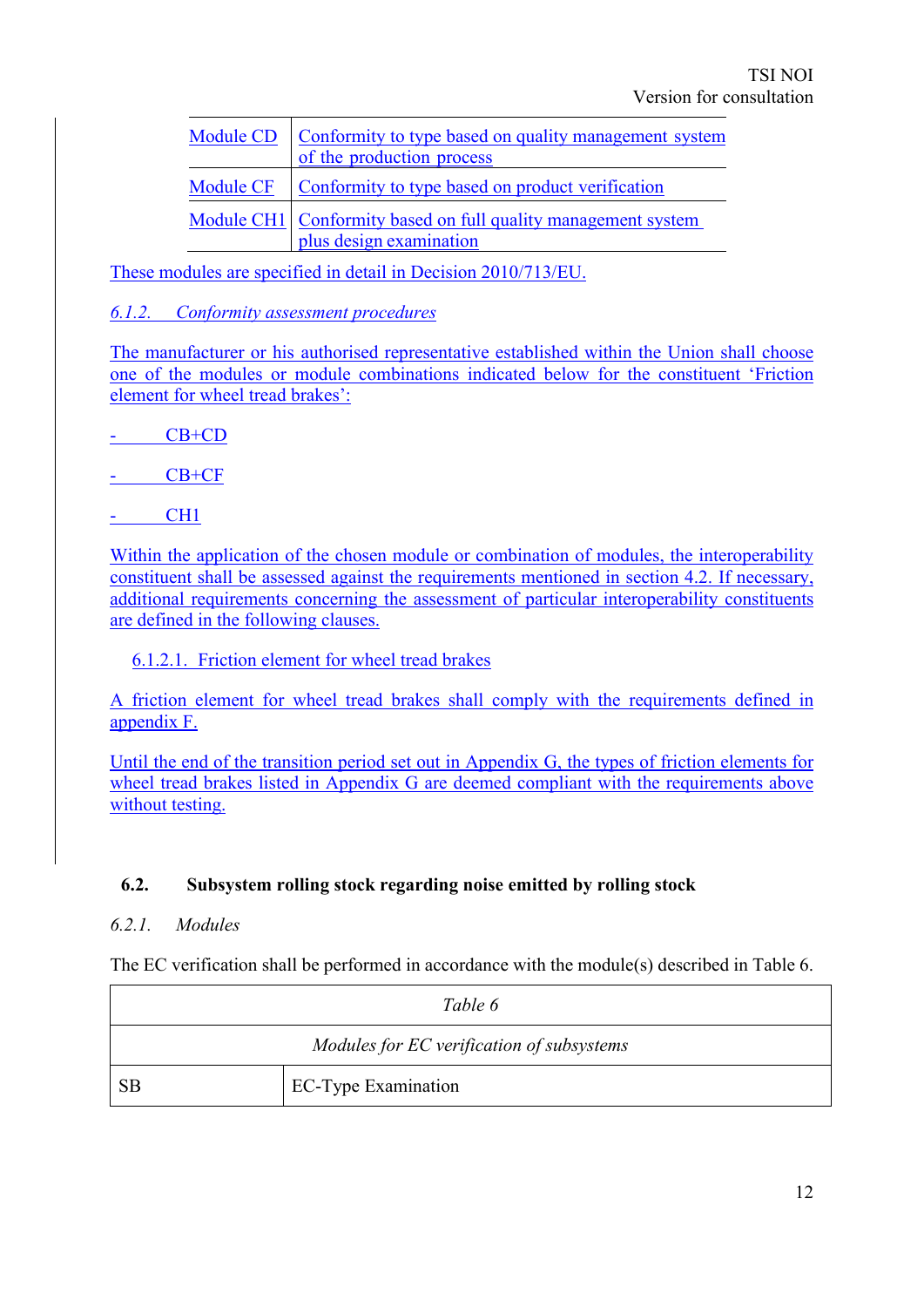| Module CD | Conformity to type based on quality management system of the production process |
|---|---|
| Module CF | Conformity to type based on product verification |
| Module CH1 | Conformity based on full quality management system plus design examination |

These modules are specified in detail in Decision 2010/713/EU.

### *6.1.2. Conformity assessment procedures*

The manufacturer or his authorised representative established within the Union shall choose one of the modules or module combinations indicated below for the constituent 'Friction element for wheel tread brakes':

- CB+CD
- CB+CF
- CH1

Within the application of the chosen module or combination of modules, the interoperability constituent shall be assessed against the requirements mentioned in section 4.2. If necessary, additional requirements concerning the assessment of particular interoperability constituents are defined in the following clauses.

#### 6.1.2.1. Friction element for wheel tread brakes

A friction element for wheel tread brakes shall comply with the requirements defined in appendix F.

Until the end of the transition period set out in Appendix G, the types of friction elements for wheel tread brakes listed in Appendix G are deemed compliant with the requirements above without testing.

## 6.2. Subsystem rolling stock regarding noise emitted by rolling stock

### *6.2.1. Modules*

The EC verification shall be performed in accordance with the module(s) described in Table 6.

| *Table 6* | |
|---|---|
| *Modules for EC verification of subsystems* | |
| SB | EC-Type Examination |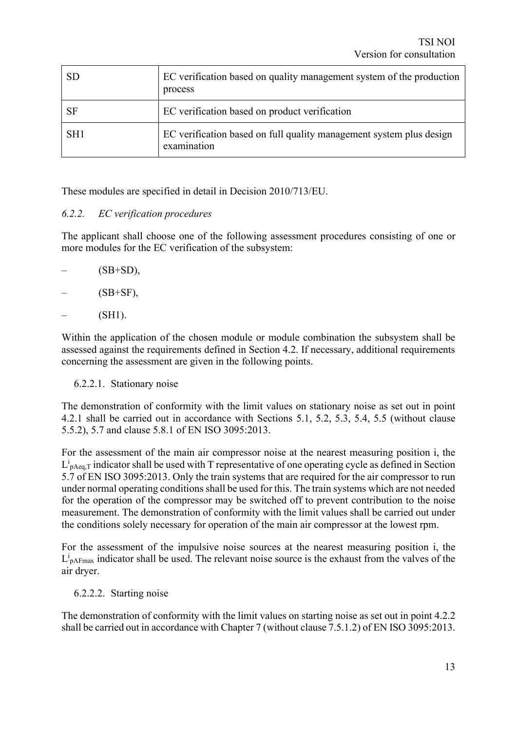| SD | EC verification based on quality management system of the production process |
|---|---|
| SF | EC verification based on product verification |
| SH1 | EC verification based on full quality management system plus design examination |

These modules are specified in detail in Decision 2010/713/EU.

### *6.2.2. EC verification procedures*

The applicant shall choose one of the following assessment procedures consisting of one or more modules for the EC verification of the subsystem:

- (SB+SD),
- (SB+SF),
- (SH1).

Within the application of the chosen module or module combination the subsystem shall be assessed against the requirements defined in Section 4.2. If necessary, additional requirements concerning the assessment are given in the following points.

#### 6.2.2.1. Stationary noise

The demonstration of conformity with the limit values on stationary noise as set out in point 4.2.1 shall be carried out in accordance with Sections 5.1, 5.2, 5.3, 5.4, 5.5 (without clause 5.5.2), 5.7 and clause 5.8.1 of EN ISO 3095:2013.

For the assessment of the main air compressor noise at the nearest measuring position i, the $L^i_{pAeq,T}$ indicator shall be used with T representative of one operating cycle as defined in Section 5.7 of EN ISO 3095:2013. Only the train systems that are required for the air compressor to run under normal operating conditions shall be used for this. The train systems which are not needed for the operation of the compressor may be switched off to prevent contribution to the noise measurement. The demonstration of conformity with the limit values shall be carried out under the conditions solely necessary for operation of the main air compressor at the lowest rpm.

For the assessment of the impulsive noise sources at the nearest measuring position i, the $L^i_{pAFmax}$ indicator shall be used. The relevant noise source is the exhaust from the valves of the air dryer.

#### 6.2.2.2. Starting noise

The demonstration of conformity with the limit values on starting noise as set out in point 4.2.2 shall be carried out in accordance with Chapter 7 (without clause 7.5.1.2) of EN ISO 3095:2013.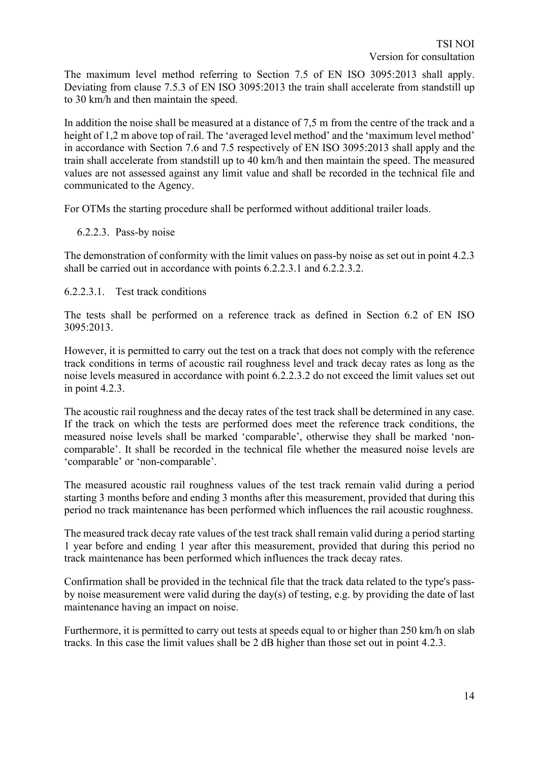The maximum level method referring to Section 7.5 of EN ISO 3095:2013 shall apply. Deviating from clause 7.5.3 of EN ISO 3095:2013 the train shall accelerate from standstill up to 30 km/h and then maintain the speed.

In addition the noise shall be measured at a distance of 7,5 m from the centre of the track and a height of 1,2 m above top of rail. The 'averaged level method' and the 'maximum level method' in accordance with Section 7.6 and 7.5 respectively of EN ISO 3095:2013 shall apply and the train shall accelerate from standstill up to 40 km/h and then maintain the speed. The measured values are not assessed against any limit value and shall be recorded in the technical file and communicated to the Agency.

For OTMs the starting procedure shall be performed without additional trailer loads.

#### 6.2.2.3. Pass-by noise

The demonstration of conformity with the limit values on pass-by noise as set out in point 4.2.3 shall be carried out in accordance with points 6.2.2.3.1 and 6.2.2.3.2.

##### 6.2.2.3.1. Test track conditions

The tests shall be performed on a reference track as defined in Section 6.2 of EN ISO 3095:2013.

However, it is permitted to carry out the test on a track that does not comply with the reference track conditions in terms of acoustic rail roughness level and track decay rates as long as the noise levels measured in accordance with point 6.2.2.3.2 do not exceed the limit values set out in point 4.2.3.

The acoustic rail roughness and the decay rates of the test track shall be determined in any case. If the track on which the tests are performed does meet the reference track conditions, the measured noise levels shall be marked 'comparable', otherwise they shall be marked 'non-comparable'. It shall be recorded in the technical file whether the measured noise levels are 'comparable' or 'non-comparable'.

The measured acoustic rail roughness values of the test track remain valid during a period starting 3 months before and ending 3 months after this measurement, provided that during this period no track maintenance has been performed which influences the rail acoustic roughness.

The measured track decay rate values of the test track shall remain valid during a period starting 1 year before and ending 1 year after this measurement, provided that during this period no track maintenance has been performed which influences the track decay rates.

Confirmation shall be provided in the technical file that the track data related to the type's pass-by noise measurement were valid during the day(s) of testing, e.g. by providing the date of last maintenance having an impact on noise.

Furthermore, it is permitted to carry out tests at speeds equal to or higher than 250 km/h on slab tracks. In this case the limit values shall be 2 dB higher than those set out in point 4.2.3.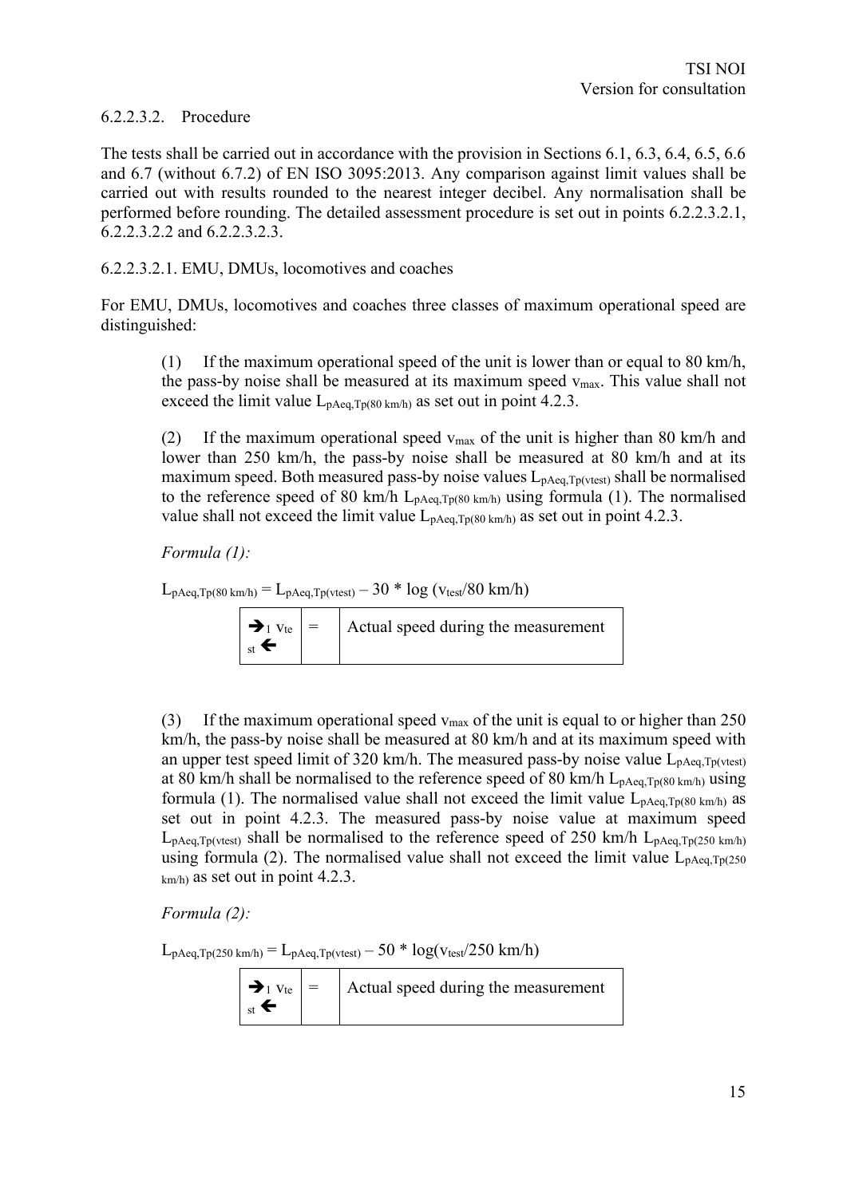6.2.2.3.2. Procedure

The tests shall be carried out in accordance with the provision in Sections 6.1, 6.3, 6.4, 6.5, 6.6 and 6.7 (without 6.7.2) of EN ISO 3095:2013. Any comparison against limit values shall be carried out with results rounded to the nearest integer decibel. Any normalisation shall be performed before rounding. The detailed assessment procedure is set out in points 6.2.2.3.2.1, 6.2.2.3.2.2 and 6.2.2.3.2.3.

6.2.2.3.2.1. EMU, DMUs, locomotives and coaches

For EMU, DMUs, locomotives and coaches three classes of maximum operational speed are distinguished:

> (1) If the maximum operational speed of the unit is lower than or equal to 80 km/h, the pass-by noise shall be measured at its maximum speed $v_{max}$. This value shall not exceed the limit value $L_{pAeq,Tp(80\ km/h)}$ as set out in point 4.2.3.
>
> (2) If the maximum operational speed $v_{max}$ of the unit is higher than 80 km/h and lower than 250 km/h, the pass-by noise shall be measured at 80 km/h and at its maximum speed. Both measured pass-by noise values $L_{pAeq,Tp(vtest)}$ shall be normalised to the reference speed of 80 km/h $L_{pAeq,Tp(80\ km/h)}$ using formula (1). The normalised value shall not exceed the limit value $L_{pAeq,Tp(80\ km/h)}$ as set out in point 4.2.3.
>
> *Formula (1):*
>
> $L_{pAeq,Tp(80\ km/h)} = L_{pAeq,Tp(vtest)} - 30 * \log (v_{test}/80\ km/h)$
>
> | $v_{test}$ | = | Actual speed during the measurement |
> |---|---|---|
>
> (3) If the maximum operational speed $v_{max}$ of the unit is equal to or higher than 250 km/h, the pass-by noise shall be measured at 80 km/h and at its maximum speed with an upper test speed limit of 320 km/h. The measured pass-by noise value $L_{pAeq,Tp(vtest)}$ at 80 km/h shall be normalised to the reference speed of 80 km/h $L_{pAeq,Tp(80\ km/h)}$ using formula (1). The normalised value shall not exceed the limit value $L_{pAeq,Tp(80\ km/h)}$ as set out in point 4.2.3. The measured pass-by noise value at maximum speed $L_{pAeq,Tp(vtest)}$ shall be normalised to the reference speed of 250 km/h $L_{pAeq,Tp(250\ km/h)}$ using formula (2). The normalised value shall not exceed the limit value $L_{pAeq,Tp(250\ km/h)}$ as set out in point 4.2.3.
>
> *Formula (2):*
>
> $L_{pAeq,Tp(250\ km/h)} = L_{pAeq,Tp(vtest)} - 50 * \log(v_{test}/250\ km/h)$
>
> | $v_{test}$ | = | Actual speed during the measurement |
> |---|---|---|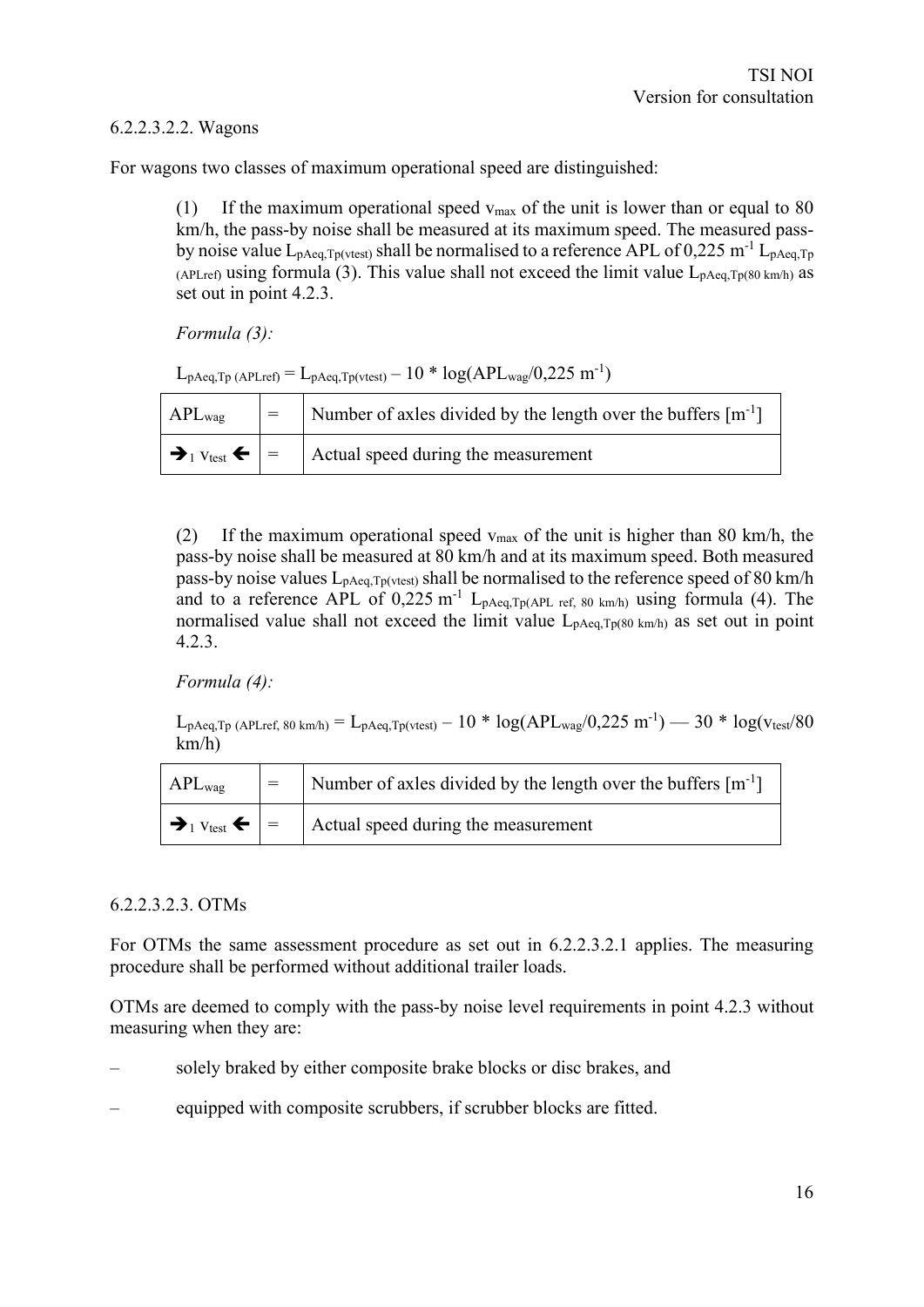6.2.2.3.2.2. Wagons

For wagons two classes of maximum operational speed are distinguished:

(1) If the maximum operational speed $v_{max}$ of the unit is lower than or equal to 80 km/h, the pass-by noise shall be measured at its maximum speed. The measured pass-by noise value $L_{pAeq,Tp(vtest)}$ shall be normalised to a reference APL of 0,225 $m^{-1}$ $L_{pAeq,Tp\ (APLref)}$ using formula (3). This value shall not exceed the limit value $L_{pAeq,Tp(80\ km/h)}$ as set out in point 4.2.3.

*Formula (3):*

$$L_{pAeq,Tp\ (APLref)} = L_{pAeq,Tp(vtest)} - 10 * \log(APL_{wag}/0{,}225\ m^{-1})$$

| | | |
|---|---|---|
| $APL_{wag}$ | = | Number of axles divided by the length over the buffers [$m^{-1}$] |
| → $_1$ $v_{test}$ ← | = | Actual speed during the measurement |

(2) If the maximum operational speed $v_{max}$ of the unit is higher than 80 km/h, the pass-by noise shall be measured at 80 km/h and at its maximum speed. Both measured pass-by noise values $L_{pAeq,Tp(vtest)}$ shall be normalised to the reference speed of 80 km/h and to a reference APL of 0,225 $m^{-1}$ $L_{pAeq,Tp(APL\ ref,\ 80\ km/h)}$ using formula (4). The normalised value shall not exceed the limit value $L_{pAeq,Tp(80\ km/h)}$ as set out in point 4.2.3.

*Formula (4):*

$$L_{pAeq,Tp\ (APLref,\ 80\ km/h)} = L_{pAeq,Tp(vtest)} - 10 * \log(APL_{wag}/0{,}225\ m^{-1}) — 30 * \log(v_{test}/80\ km/h)$$

| | | |
|---|---|---|
| $APL_{wag}$ | = | Number of axles divided by the length over the buffers [$m^{-1}$] |
| → $_1$ $v_{test}$ ← | = | Actual speed during the measurement |

6.2.2.3.2.3. OTMs

For OTMs the same assessment procedure as set out in 6.2.2.3.2.1 applies. The measuring procedure shall be performed without additional trailer loads.

OTMs are deemed to comply with the pass-by noise level requirements in point 4.2.3 without measuring when they are:

– solely braked by either composite brake blocks or disc brakes, and

– equipped with composite scrubbers, if scrubber blocks are fitted.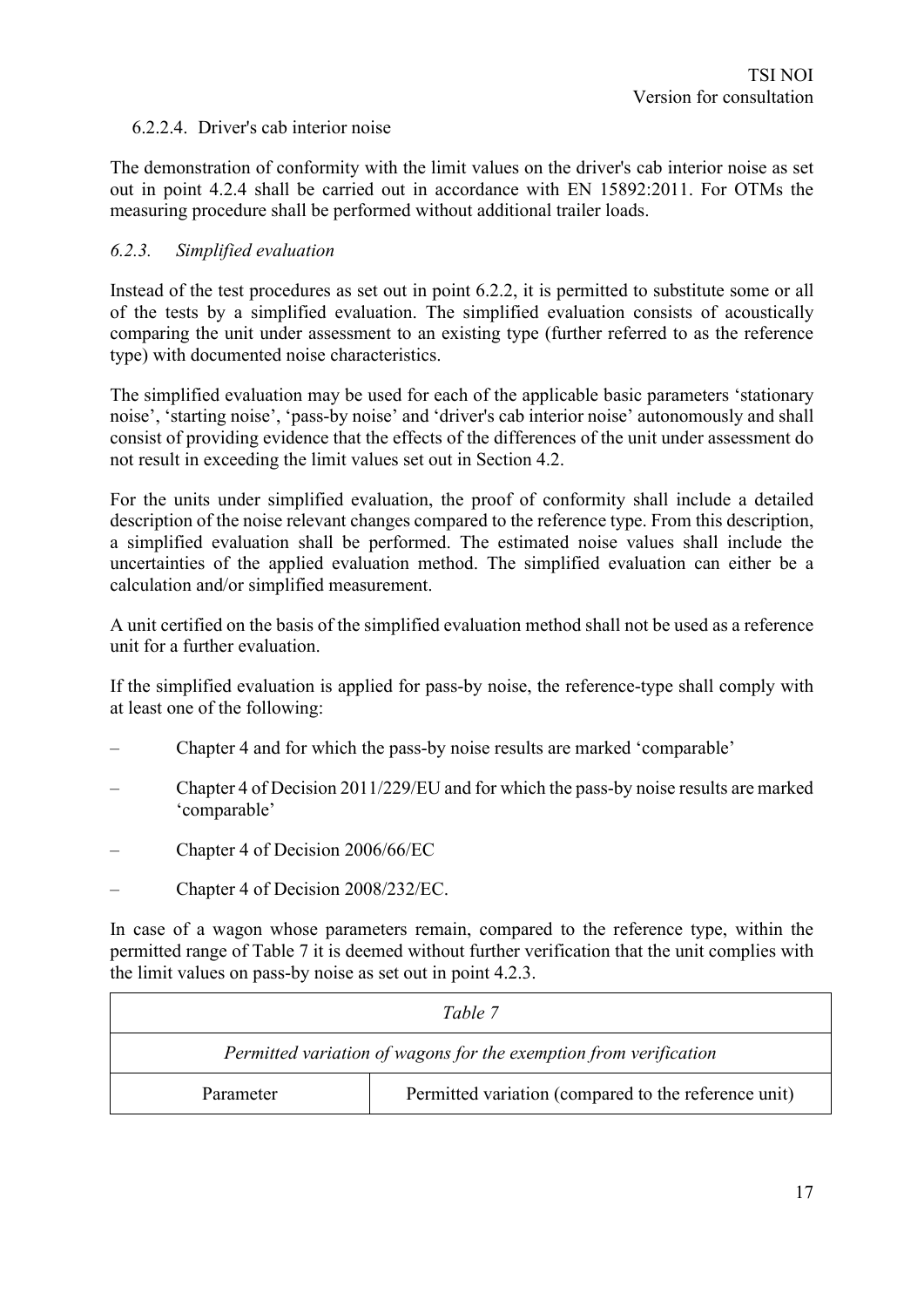#### 6.2.2.4. Driver's cab interior noise

The demonstration of conformity with the limit values on the driver's cab interior noise as set out in point 4.2.4 shall be carried out in accordance with EN 15892:2011. For OTMs the measuring procedure shall be performed without additional trailer loads.

### *6.2.3. Simplified evaluation*

Instead of the test procedures as set out in point 6.2.2, it is permitted to substitute some or all of the tests by a simplified evaluation. The simplified evaluation consists of acoustically comparing the unit under assessment to an existing type (further referred to as the reference type) with documented noise characteristics.

The simplified evaluation may be used for each of the applicable basic parameters 'stationary noise', 'starting noise', 'pass-by noise' and 'driver's cab interior noise' autonomously and shall consist of providing evidence that the effects of the differences of the unit under assessment do not result in exceeding the limit values set out in Section 4.2.

For the units under simplified evaluation, the proof of conformity shall include a detailed description of the noise relevant changes compared to the reference type. From this description, a simplified evaluation shall be performed. The estimated noise values shall include the uncertainties of the applied evaluation method. The simplified evaluation can either be a calculation and/or simplified measurement.

A unit certified on the basis of the simplified evaluation method shall not be used as a reference unit for a further evaluation.

If the simplified evaluation is applied for pass-by noise, the reference-type shall comply with at least one of the following:

– Chapter 4 and for which the pass-by noise results are marked 'comparable'

– Chapter 4 of Decision 2011/229/EU and for which the pass-by noise results are marked 'comparable'

– Chapter 4 of Decision 2006/66/EC

– Chapter 4 of Decision 2008/232/EC.

In case of a wagon whose parameters remain, compared to the reference type, within the permitted range of Table 7 it is deemed without further verification that the unit complies with the limit values on pass-by noise as set out in point 4.2.3.

*Table 7*

*Permitted variation of wagons for the exemption from verification*

| Parameter | Permitted variation (compared to the reference unit) |
|---|---|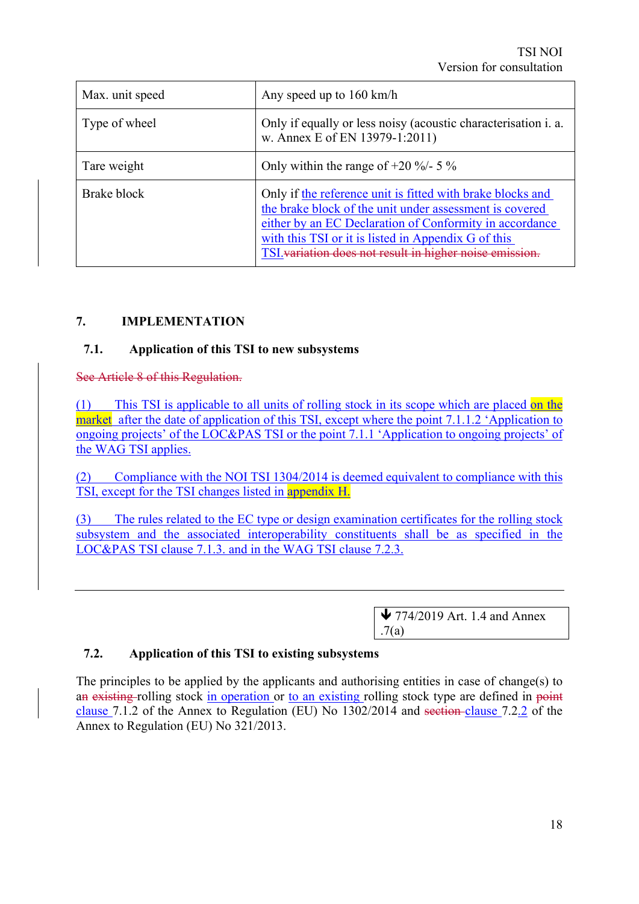| Max. unit speed | Any speed up to 160 km/h |
|---|---|
| Type of wheel | Only if equally or less noisy (acoustic characterisation i. a. w. Annex E of EN 13979-1:2011) |
| Tare weight | Only within the range of +20 %/- 5 % |
| Brake block | Only if the reference unit is fitted with brake blocks and the brake block of the unit under assessment is covered either by an EC Declaration of Conformity in accordance with this TSI or it is listed in Appendix G of this TSI.~~variation does not result in higher noise emission.~~ |

## 7. IMPLEMENTATION

### 7.1. Application of this TSI to new subsystems

~~See Article 8 of this Regulation.~~

(1) This TSI is applicable to all units of rolling stock in its scope which are placed on the market after the date of application of this TSI, except where the point 7.1.1.2 'Application to ongoing projects' of the LOC&PAS TSI or the point 7.1.1 'Application to ongoing projects' of the WAG TSI applies.

(2) Compliance with the NOI TSI 1304/2014 is deemed equivalent to compliance with this TSI, except for the TSI changes listed in appendix H.

(3) The rules related to the EC type or design examination certificates for the rolling stock subsystem and the associated interoperability constituents shall be as specified in the LOC&PAS TSI clause 7.1.3. and in the WAG TSI clause 7.2.3.

---

↓ 774/2019 Art. 1.4 and Annex .7(a)

### 7.2. Application of this TSI to existing subsystems

The principles to be applied by the applicants and authorising entities in case of change(s) to a~~n existing~~ rolling stock in operation or to an existing rolling stock type are defined in ~~point~~ clause 7.1.2 of the Annex to Regulation (EU) No 1302/2014 and ~~section~~ clause 7.2.2 of the Annex to Regulation (EU) No 321/2013.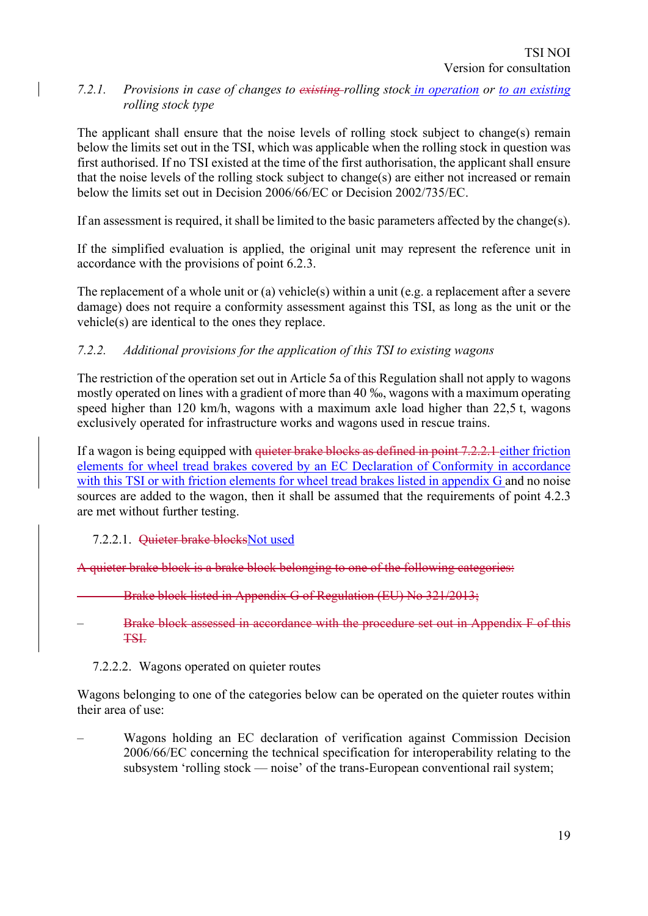### *7.2.1. Provisions in case of changes to ~~existing~~ rolling stock in operation or to an existing rolling stock type*

The applicant shall ensure that the noise levels of rolling stock subject to change(s) remain below the limits set out in the TSI, which was applicable when the rolling stock in question was first authorised. If no TSI existed at the time of the first authorisation, the applicant shall ensure that the noise levels of the rolling stock subject to change(s) are either not increased or remain below the limits set out in Decision 2006/66/EC or Decision 2002/735/EC.

If an assessment is required, it shall be limited to the basic parameters affected by the change(s).

If the simplified evaluation is applied, the original unit may represent the reference unit in accordance with the provisions of point 6.2.3.

The replacement of a whole unit or (a) vehicle(s) within a unit (e.g. a replacement after a severe damage) does not require a conformity assessment against this TSI, as long as the unit or the vehicle(s) are identical to the ones they replace.

### *7.2.2. Additional provisions for the application of this TSI to existing wagons*

The restriction of the operation set out in Article 5a of this Regulation shall not apply to wagons mostly operated on lines with a gradient of more than 40 ‰, wagons with a maximum operating speed higher than 120 km/h, wagons with a maximum axle load higher than 22,5 t, wagons exclusively operated for infrastructure works and wagons used in rescue trains.

If a wagon is being equipped with ~~quieter brake blocks as defined in point 7.2.2.1~~ either friction elements for wheel tread brakes covered by an EC Declaration of Conformity in accordance with this TSI or with friction elements for wheel tread brakes listed in appendix G and no noise sources are added to the wagon, then it shall be assumed that the requirements of point 4.2.3 are met without further testing.

#### 7.2.2.1. ~~Quieter brake blocks~~Not used

~~A quieter brake block is a brake block belonging to one of the following categories:~~

- ~~Brake block listed in Appendix G of Regulation (EU) No 321/2013;~~
- ~~Brake block assessed in accordance with the procedure set out in Appendix F of this TSI.~~

#### 7.2.2.2. Wagons operated on quieter routes

Wagons belonging to one of the categories below can be operated on the quieter routes within their area of use:

- Wagons holding an EC declaration of verification against Commission Decision 2006/66/EC concerning the technical specification for interoperability relating to the subsystem 'rolling stock — noise' of the trans-European conventional rail system;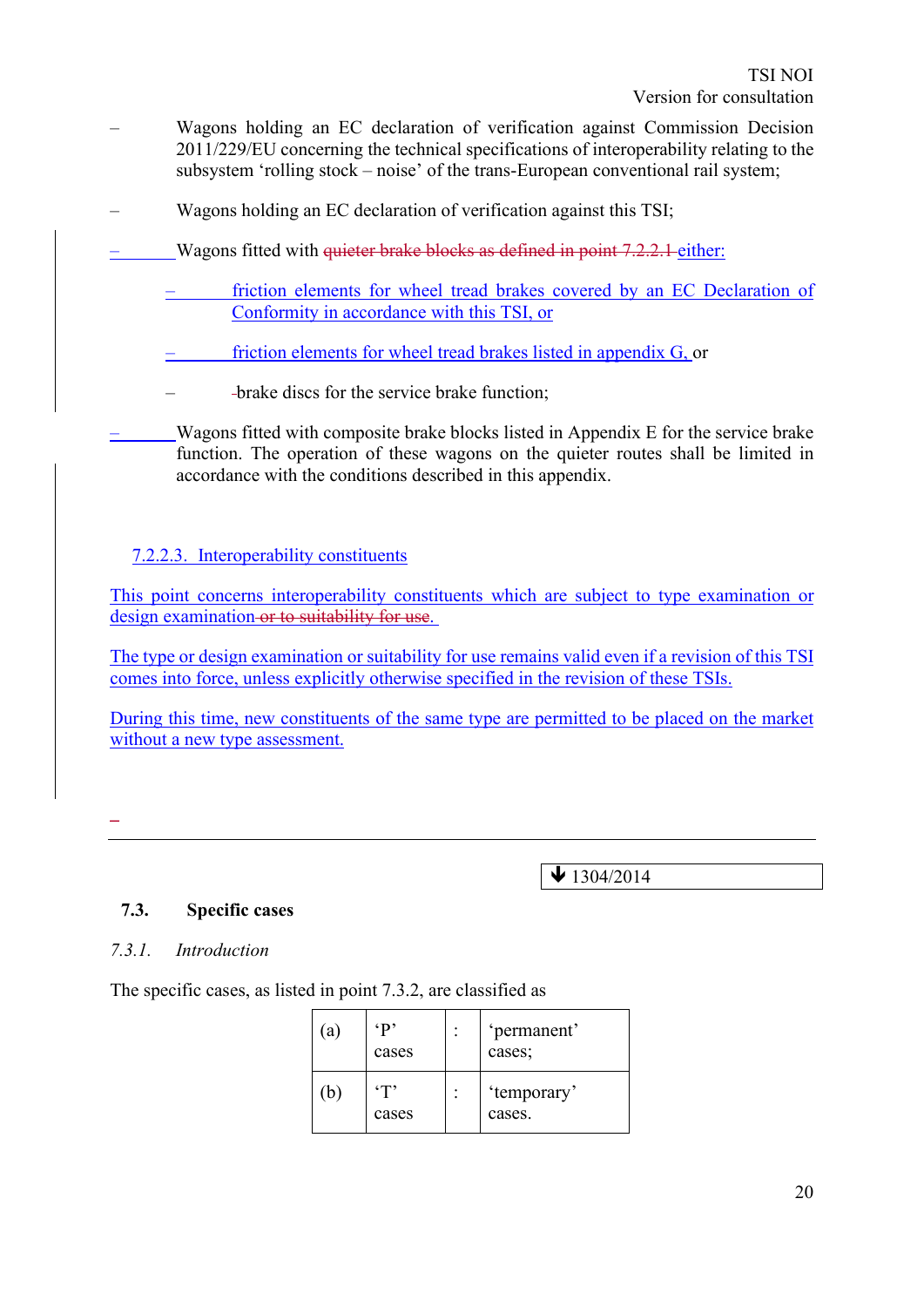- Wagons holding an EC declaration of verification against Commission Decision 2011/229/EU concerning the technical specifications of interoperability relating to the subsystem 'rolling stock – noise' of the trans-European conventional rail system;

- Wagons holding an EC declaration of verification against this TSI;

- Wagons fitted with ~~quieter brake blocks as defined in point 7.2.2.1~~ either:

  - friction elements for wheel tread brakes covered by an EC Declaration of Conformity in accordance with this TSI, or

  - friction elements for wheel tread brakes listed in appendix G, or

  - brake discs for the service brake function;

- Wagons fitted with composite brake blocks listed in Appendix E for the service brake function. The operation of these wagons on the quieter routes shall be limited in accordance with the conditions described in this appendix.

#### 7.2.2.3. Interoperability constituents

This point concerns interoperability constituents which are subject to type examination or design examination ~~or to suitability for use~~.

The type or design examination or suitability for use remains valid even if a revision of this TSI comes into force, unless explicitly otherwise specified in the revision of these TSIs.

During this time, new constituents of the same type are permitted to be placed on the market without a new type assessment.

---

↓ 1304/2014

## 7.3. Specific cases

### *7.3.1. Introduction*

The specific cases, as listed in point 7.3.2, are classified as

| | | | |
|---|---|---|---|
| (a) | 'P' cases | : | 'permanent' cases; |
| (b) | 'T' cases | : | 'temporary' cases. |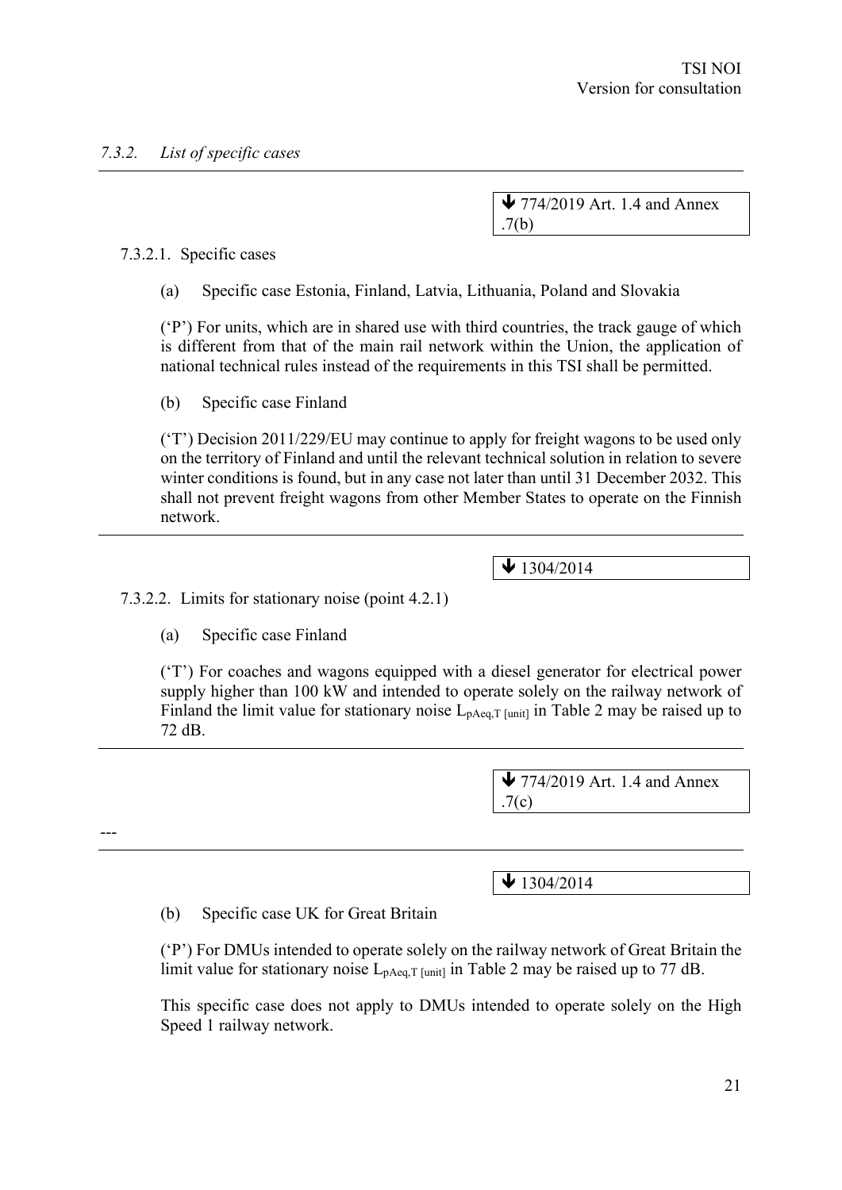*7.3.2. List of specific cases*

---

↓ 774/2019 Art. 1.4 and Annex .7(b)

7.3.2.1. Specific cases

(a) Specific case Estonia, Finland, Latvia, Lithuania, Poland and Slovakia

('P') For units, which are in shared use with third countries, the track gauge of which is different from that of the main rail network within the Union, the application of national technical rules instead of the requirements in this TSI shall be permitted.

(b) Specific case Finland

('T') Decision 2011/229/EU may continue to apply for freight wagons to be used only on the territory of Finland and until the relevant technical solution in relation to severe winter conditions is found, but in any case not later than until 31 December 2032. This shall not prevent freight wagons from other Member States to operate on the Finnish network.

---

↓ 1304/2014

7.3.2.2. Limits for stationary noise (point 4.2.1)

(a) Specific case Finland

('T') For coaches and wagons equipped with a diesel generator for electrical power supply higher than 100 kW and intended to operate solely on the railway network of Finland the limit value for stationary noise $L_{pAeq,T\,[unit]}$ in Table 2 may be raised up to 72 dB.

---

↓ 774/2019 Art. 1.4 and Annex .7(c)

---

---

↓ 1304/2014

(b) Specific case UK for Great Britain

('P') For DMUs intended to operate solely on the railway network of Great Britain the limit value for stationary noise $L_{pAeq,T\,[unit]}$ in Table 2 may be raised up to 77 dB.

This specific case does not apply to DMUs intended to operate solely on the High Speed 1 railway network.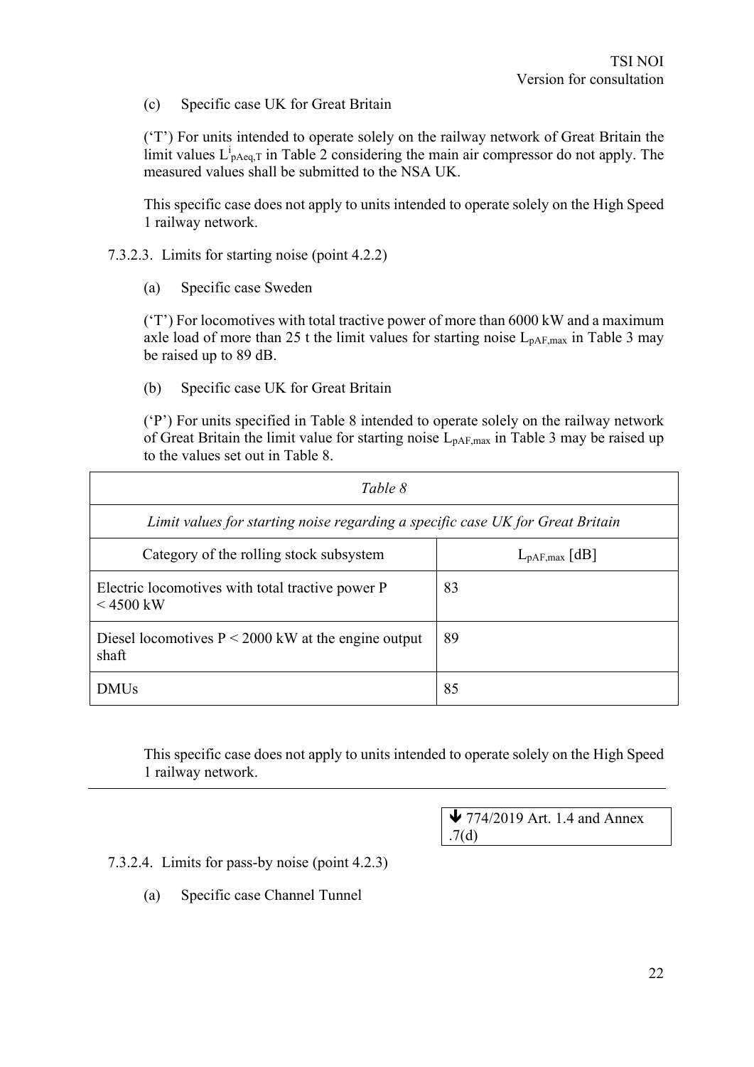(c) Specific case UK for Great Britain

('T') For units intended to operate solely on the railway network of Great Britain the limit values $L^{i}_{pAeq,T}$ in Table 2 considering the main air compressor do not apply. The measured values shall be submitted to the NSA UK.

This specific case does not apply to units intended to operate solely on the High Speed 1 railway network.

7.3.2.3. Limits for starting noise (point 4.2.2)

(a) Specific case Sweden

('T') For locomotives with total tractive power of more than 6000 kW and a maximum axle load of more than 25 t the limit values for starting noise $L_{pAF,max}$ in Table 3 may be raised up to 89 dB.

(b) Specific case UK for Great Britain

('P') For units specified in Table 8 intended to operate solely on the railway network of Great Britain the limit value for starting noise $L_{pAF,max}$ in Table 3 may be raised up to the values set out in Table 8.

*Table 8*

*Limit values for starting noise regarding a specific case UK for Great Britain*

| Category of the rolling stock subsystem | $L_{pAF,max}$ [dB] |
|---|---|
| Electric locomotives with total tractive power P < 4500 kW | 83 |
| Diesel locomotives P < 2000 kW at the engine output shaft | 89 |
| DMUs | 85 |

This specific case does not apply to units intended to operate solely on the High Speed 1 railway network.

---

▼ 774/2019 Art. 1.4 and Annex .7(d)

7.3.2.4. Limits for pass-by noise (point 4.2.3)

(a) Specific case Channel Tunnel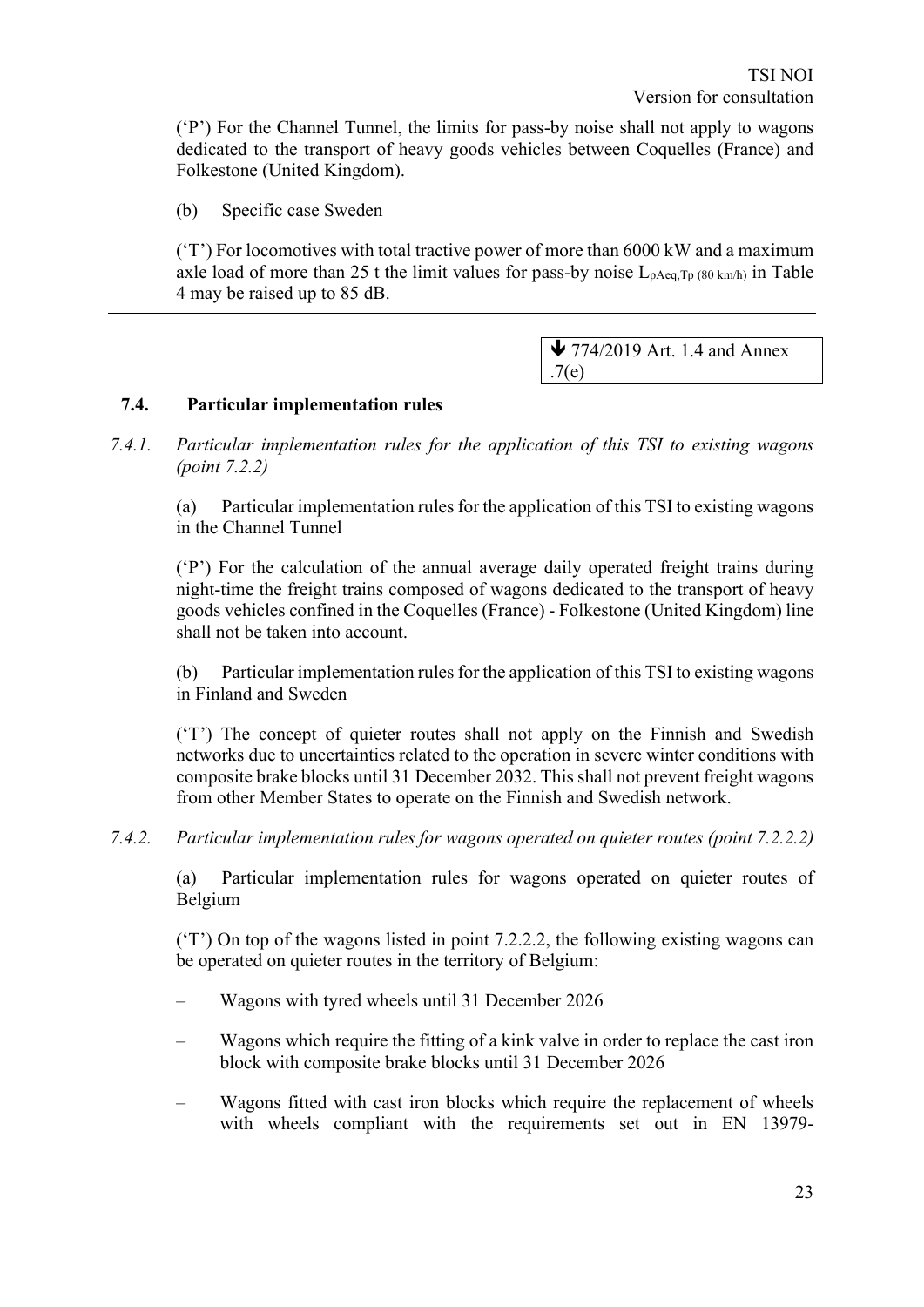('P') For the Channel Tunnel, the limits for pass-by noise shall not apply to wagons dedicated to the transport of heavy goods vehicles between Coquelles (France) and Folkestone (United Kingdom).

(b) Specific case Sweden

('T') For locomotives with total tractive power of more than 6000 kW and a maximum axle load of more than 25 t the limit values for pass-by noise $L_{pAeq,Tp\ (80\ km/h)}$ in Table 4 may be raised up to 85 dB.

---

🡻 774/2019 Art. 1.4 and Annex .7(e)

## 7.4. Particular implementation rules

*7.4.1. Particular implementation rules for the application of this TSI to existing wagons (point 7.2.2)*

(a) Particular implementation rules for the application of this TSI to existing wagons in the Channel Tunnel

('P') For the calculation of the annual average daily operated freight trains during night-time the freight trains composed of wagons dedicated to the transport of heavy goods vehicles confined in the Coquelles (France) - Folkestone (United Kingdom) line shall not be taken into account.

(b) Particular implementation rules for the application of this TSI to existing wagons in Finland and Sweden

('T') The concept of quieter routes shall not apply on the Finnish and Swedish networks due to uncertainties related to the operation in severe winter conditions with composite brake blocks until 31 December 2032. This shall not prevent freight wagons from other Member States to operate on the Finnish and Swedish network.

*7.4.2. Particular implementation rules for wagons operated on quieter routes (point 7.2.2.2)*

(a) Particular implementation rules for wagons operated on quieter routes of Belgium

('T') On top of the wagons listed in point 7.2.2.2, the following existing wagons can be operated on quieter routes in the territory of Belgium:

– Wagons with tyred wheels until 31 December 2026

– Wagons which require the fitting of a kink valve in order to replace the cast iron block with composite brake blocks until 31 December 2026

– Wagons fitted with cast iron blocks which require the replacement of wheels with wheels compliant with the requirements set out in EN 13979-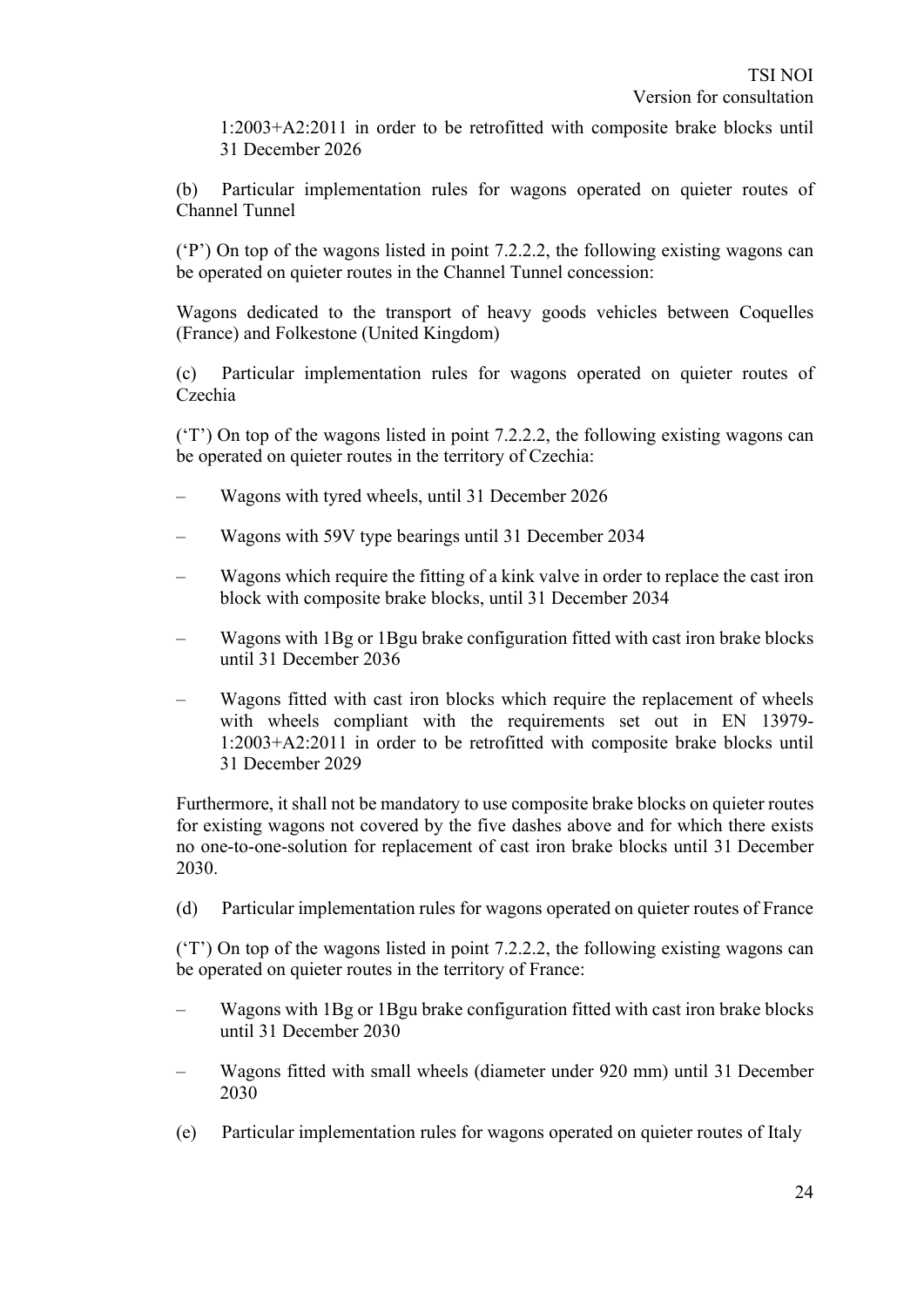1:2003+A2:2011 in order to be retrofitted with composite brake blocks until 31 December 2026

(b) Particular implementation rules for wagons operated on quieter routes of Channel Tunnel

(‘P’) On top of the wagons listed in point 7.2.2.2, the following existing wagons can be operated on quieter routes in the Channel Tunnel concession:

Wagons dedicated to the transport of heavy goods vehicles between Coquelles (France) and Folkestone (United Kingdom)

(c) Particular implementation rules for wagons operated on quieter routes of Czechia

(‘T’) On top of the wagons listed in point 7.2.2.2, the following existing wagons can be operated on quieter routes in the territory of Czechia:

– Wagons with tyred wheels, until 31 December 2026

– Wagons with 59V type bearings until 31 December 2034

– Wagons which require the fitting of a kink valve in order to replace the cast iron block with composite brake blocks, until 31 December 2034

– Wagons with 1Bg or 1Bgu brake configuration fitted with cast iron brake blocks until 31 December 2036

– Wagons fitted with cast iron blocks which require the replacement of wheels with wheels compliant with the requirements set out in EN 13979-1:2003+A2:2011 in order to be retrofitted with composite brake blocks until 31 December 2029

Furthermore, it shall not be mandatory to use composite brake blocks on quieter routes for existing wagons not covered by the five dashes above and for which there exists no one-to-one-solution for replacement of cast iron brake blocks until 31 December 2030.

(d) Particular implementation rules for wagons operated on quieter routes of France

(‘T’) On top of the wagons listed in point 7.2.2.2, the following existing wagons can be operated on quieter routes in the territory of France:

– Wagons with 1Bg or 1Bgu brake configuration fitted with cast iron brake blocks until 31 December 2030

– Wagons fitted with small wheels (diameter under 920 mm) until 31 December 2030

(e) Particular implementation rules for wagons operated on quieter routes of Italy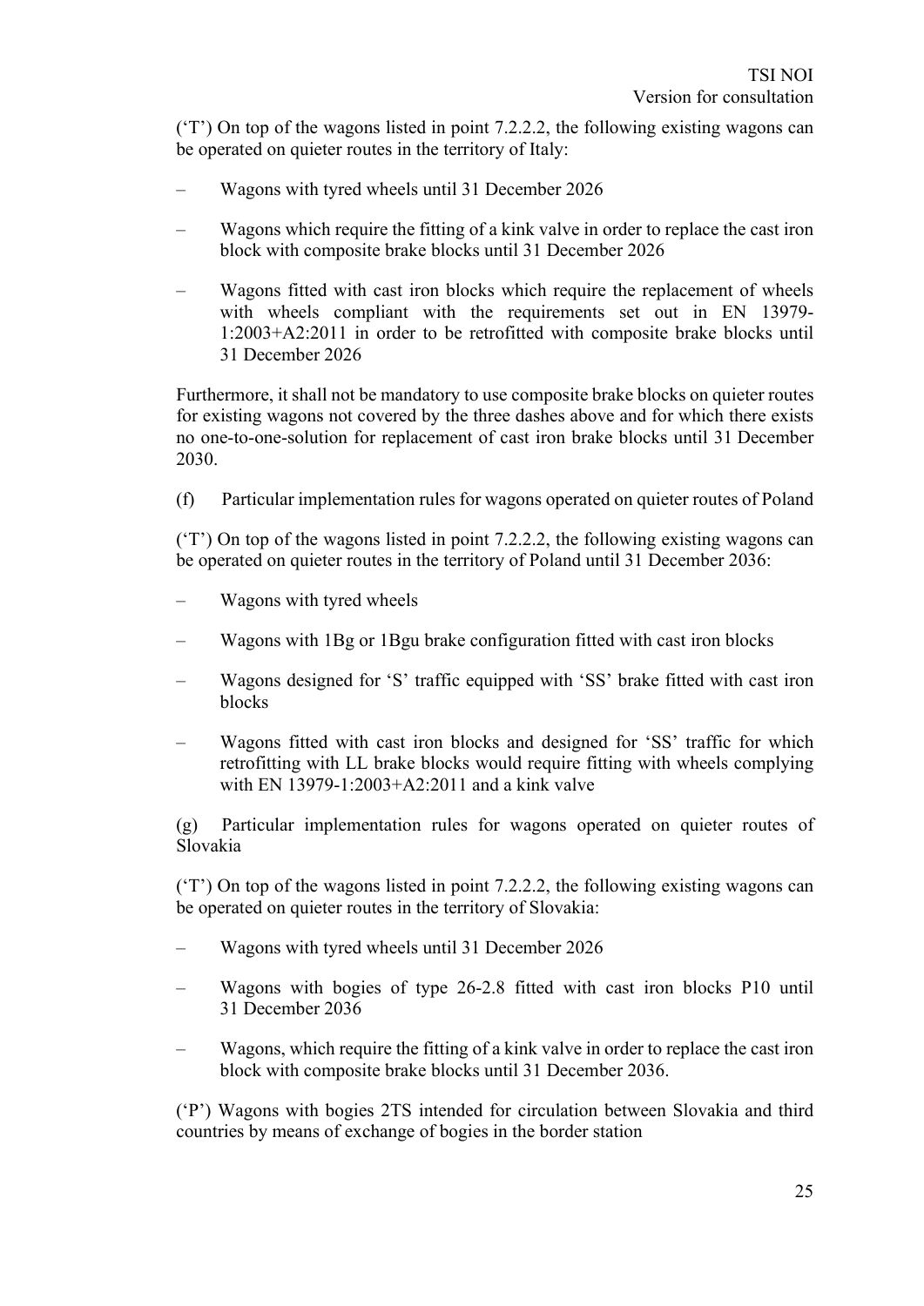(‘T’) On top of the wagons listed in point 7.2.2.2, the following existing wagons can be operated on quieter routes in the territory of Italy:

- Wagons with tyred wheels until 31 December 2026
- Wagons which require the fitting of a kink valve in order to replace the cast iron block with composite brake blocks until 31 December 2026
- Wagons fitted with cast iron blocks which require the replacement of wheels with wheels compliant with the requirements set out in EN 13979-1:2003+A2:2011 in order to be retrofitted with composite brake blocks until 31 December 2026

Furthermore, it shall not be mandatory to use composite brake blocks on quieter routes for existing wagons not covered by the three dashes above and for which there exists no one-to-one-solution for replacement of cast iron brake blocks until 31 December 2030.

(f) Particular implementation rules for wagons operated on quieter routes of Poland

(‘T’) On top of the wagons listed in point 7.2.2.2, the following existing wagons can be operated on quieter routes in the territory of Poland until 31 December 2036:

- Wagons with tyred wheels
- Wagons with 1Bg or 1Bgu brake configuration fitted with cast iron blocks
- Wagons designed for ‘S’ traffic equipped with ‘SS’ brake fitted with cast iron blocks
- Wagons fitted with cast iron blocks and designed for ‘SS’ traffic for which retrofitting with LL brake blocks would require fitting with wheels complying with EN 13979-1:2003+A2:2011 and a kink valve

(g) Particular implementation rules for wagons operated on quieter routes of Slovakia

(‘T’) On top of the wagons listed in point 7.2.2.2, the following existing wagons can be operated on quieter routes in the territory of Slovakia:

- Wagons with tyred wheels until 31 December 2026
- Wagons with bogies of type 26-2.8 fitted with cast iron blocks P10 until 31 December 2036
- Wagons, which require the fitting of a kink valve in order to replace the cast iron block with composite brake blocks until 31 December 2036.

(‘P’) Wagons with bogies 2TS intended for circulation between Slovakia and third countries by means of exchange of bogies in the border station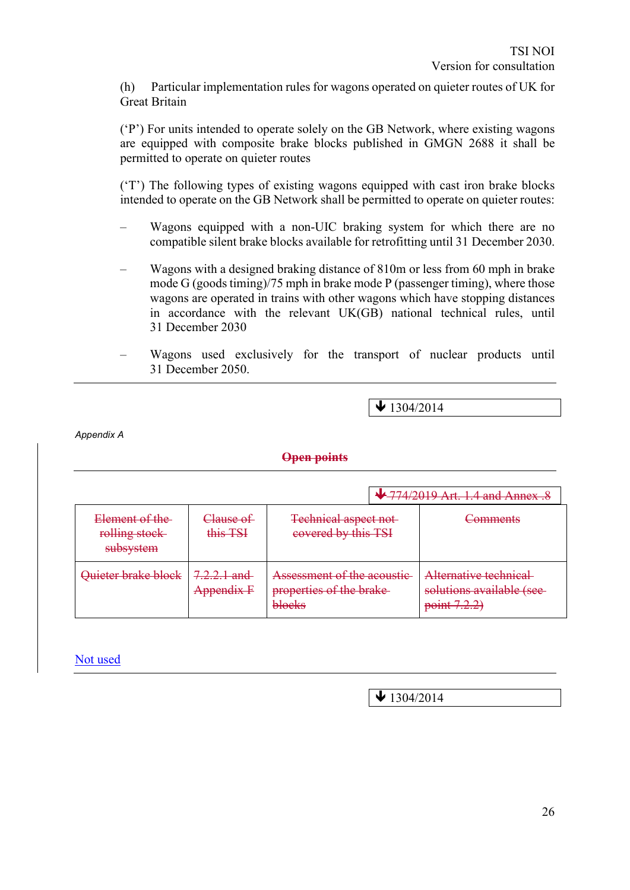(h) Particular implementation rules for wagons operated on quieter routes of UK for Great Britain

(‘P’) For units intended to operate solely on the GB Network, where existing wagons are equipped with composite brake blocks published in GMGN 2688 it shall be permitted to operate on quieter routes

(‘T’) The following types of existing wagons equipped with cast iron brake blocks intended to operate on the GB Network shall be permitted to operate on quieter routes:

– Wagons equipped with a non-UIC braking system for which there are no compatible silent brake blocks available for retrofitting until 31 December 2030.

– Wagons with a designed braking distance of 810m or less from 60 mph in brake mode G (goods timing)/75 mph in brake mode P (passenger timing), where those wagons are operated in trains with other wagons which have stopping distances in accordance with the relevant UK(GB) national technical rules, until 31 December 2030

– Wagons used exclusively for the transport of nuclear products until 31 December 2050.

---

▼ 1304/2014

*Appendix A*

~~**Open points**~~

---

▼ ~~774/2019 Art. 1.4 and Annex .8~~

| ~~Element of the rolling stock subsystem~~ | ~~Clause of this TSI~~ | ~~Technical aspect not covered by this TSI~~ | ~~Comments~~ |
|---|---|---|---|
| ~~Quieter brake block~~ | ~~7.2.2.1 and Appendix F~~ | ~~Assessment of the acoustic properties of the brake blocks~~ | ~~Alternative technical solutions available (see point 7.2.2)~~ |

Not used

---

▼ 1304/2014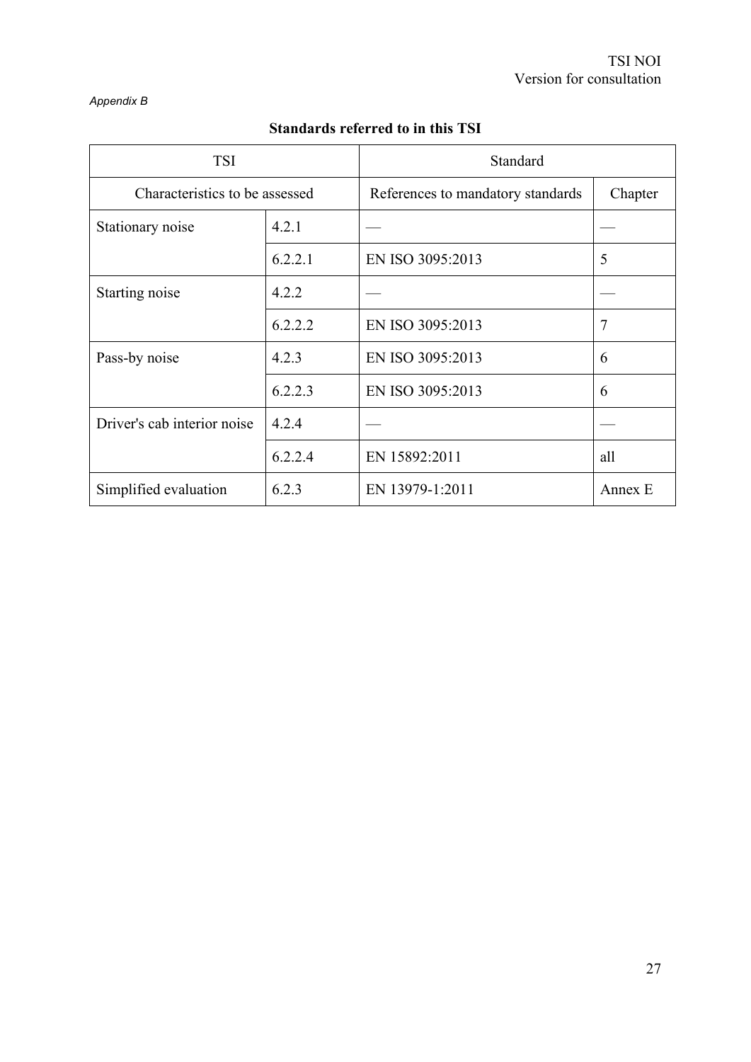*Appendix B*

**Standards referred to in this TSI**

| TSI | | Standard | |
|---|---|---|---|
| Characteristics to be assessed | | References to mandatory standards | Chapter |
| Stationary noise | 4.2.1 | — | — |
| | 6.2.2.1 | EN ISO 3095:2013 | 5 |
| Starting noise | 4.2.2 | — | — |
| | 6.2.2.2 | EN ISO 3095:2013 | 7 |
| Pass-by noise | 4.2.3 | EN ISO 3095:2013 | 6 |
| | 6.2.2.3 | EN ISO 3095:2013 | 6 |
| Driver's cab interior noise | 4.2.4 | — | — |
| | 6.2.2.4 | EN 15892:2011 | all |
| Simplified evaluation | 6.2.3 | EN 13979-1:2011 | Annex E |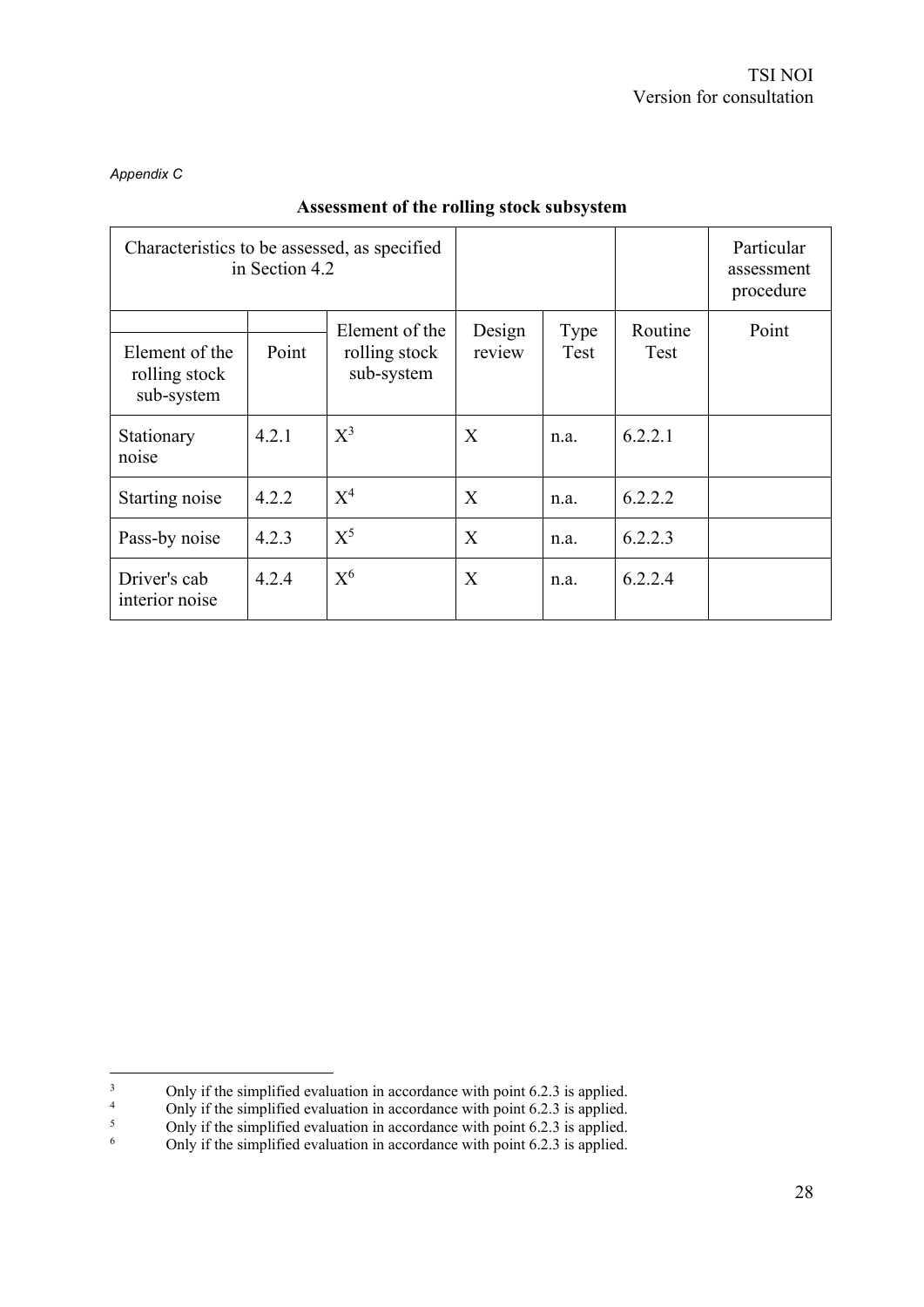*Appendix C*

**Assessment of the rolling stock subsystem**

| Characteristics to be assessed, as specified in Section 4.2 | | | | | | Particular assessment procedure |
|---|---|---|---|---|---|---|
| Element of the rolling stock sub-system | Point | Element of the rolling stock sub-system | Design review | Type Test | Routine Test | Point |
| Stationary noise | 4.2.1 | X[3] | X | n.a. | 6.2.2.1 | |
| Starting noise | 4.2.2 | X[4] | X | n.a. | 6.2.2.2 | |
| Pass-by noise | 4.2.3 | X[5] | X | n.a. | 6.2.2.3 | |
| Driver's cab interior noise | 4.2.4 | X[6] | X | n.a. | 6.2.2.4 | |

---

[3] Only if the simplified evaluation in accordance with point 6.2.3 is applied.

[4] Only if the simplified evaluation in accordance with point 6.2.3 is applied.

[5] Only if the simplified evaluation in accordance with point 6.2.3 is applied.

[6] Only if the simplified evaluation in accordance with point 6.2.3 is applied.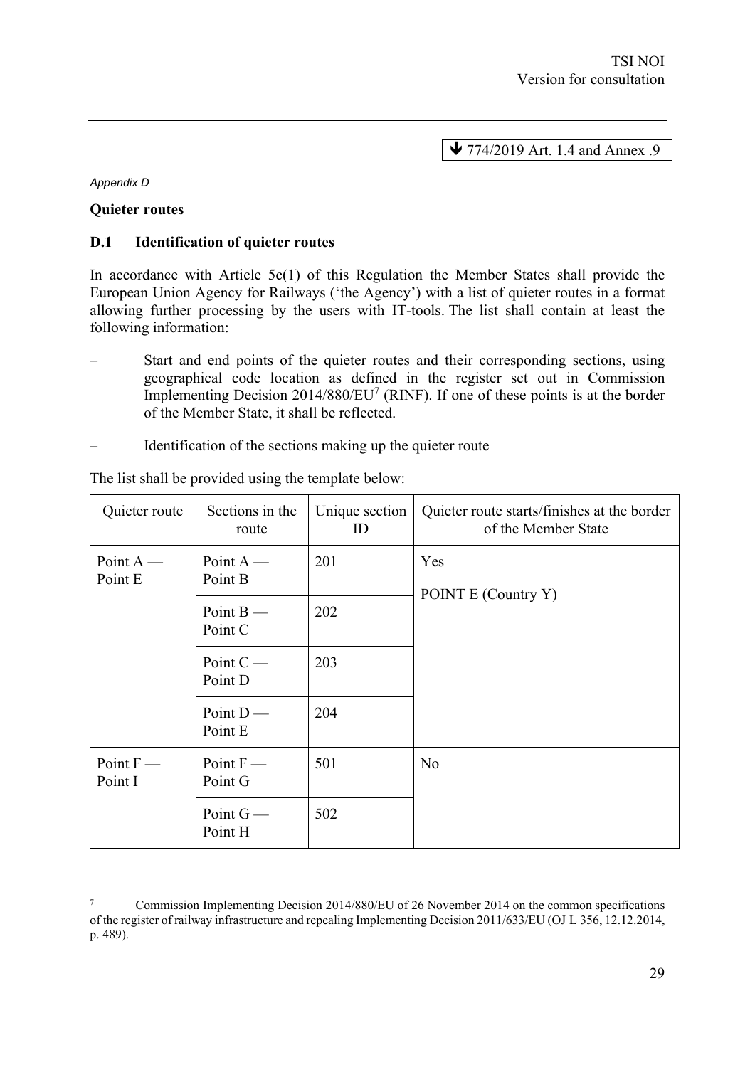↓ 774/2019 Art. 1.4 and Annex .9

*Appendix D*

**Quieter routes**

### D.1 Identification of quieter routes

In accordance with Article 5c(1) of this Regulation the Member States shall provide the European Union Agency for Railways ('the Agency') with a list of quieter routes in a format allowing further processing by the users with IT-tools. The list shall contain at least the following information:

– Start and end points of the quieter routes and their corresponding sections, using geographical code location as defined in the register set out in Commission Implementing Decision 2014/880/EU[7] (RINF). If one of these points is at the border of the Member State, it shall be reflected.

– Identification of the sections making up the quieter route

The list shall be provided using the template below:

| Quieter route | Sections in the route | Unique section ID | Quieter route starts/finishes at the border of the Member State |
|---|---|---|---|
| Point A — Point E | Point A — Point B | 201 | Yes<br><br>POINT E (Country Y) |
| | Point B — Point C | 202 | |
| | Point C — Point D | 203 | |
| | Point D — Point E | 204 | |
| Point F — Point I | Point F — Point G | 501 | No |
| | Point G — Point H | 502 | |

[7] Commission Implementing Decision 2014/880/EU of 26 November 2014 on the common specifications of the register of railway infrastructure and repealing Implementing Decision 2011/633/EU (OJ L 356, 12.12.2014, p. 489).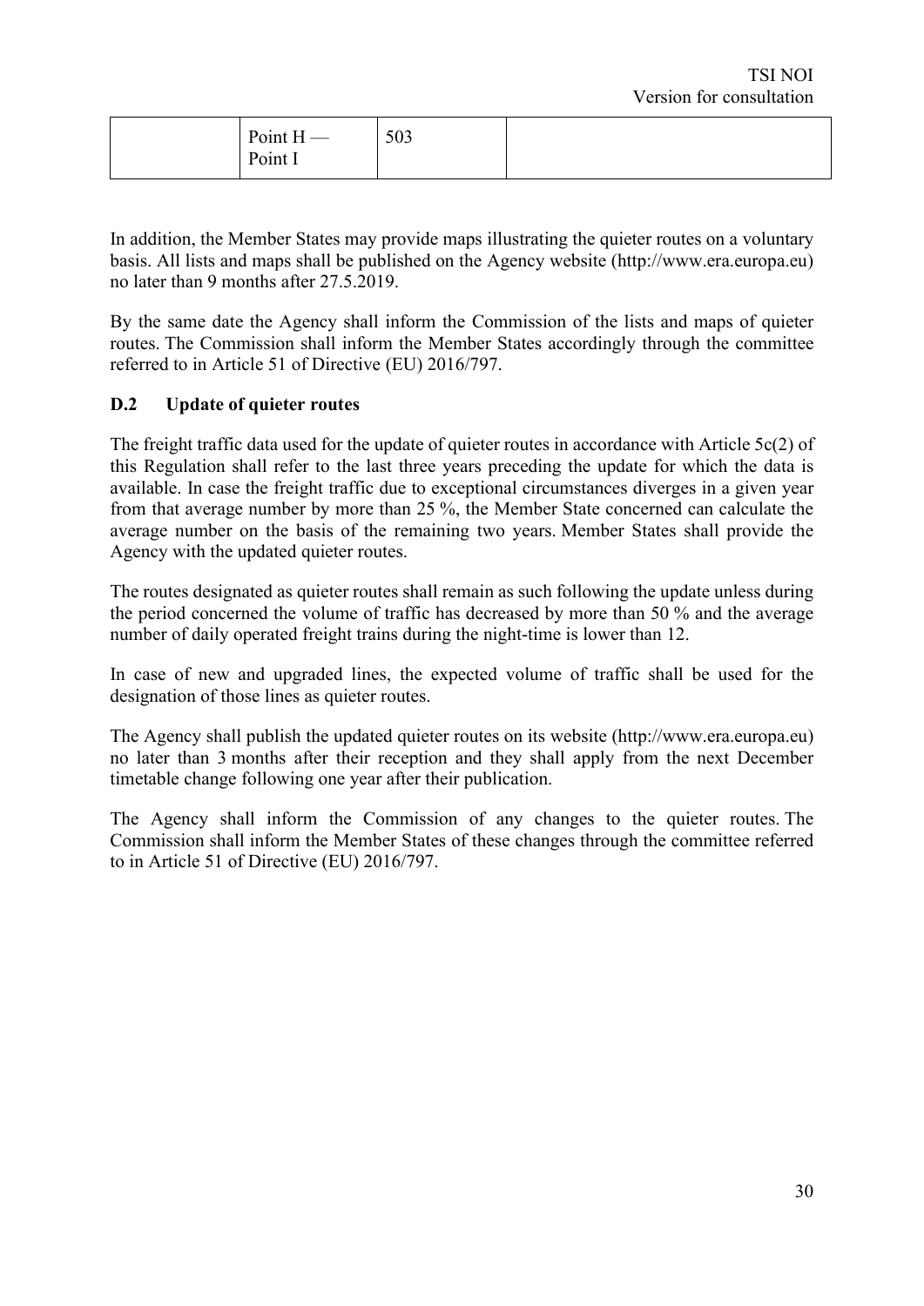|  | Point H — Point I | 503 |  |
|---|---|---|---|

In addition, the Member States may provide maps illustrating the quieter routes on a voluntary basis. All lists and maps shall be published on the Agency website (http://www.era.europa.eu) no later than 9 months after 27.5.2019.

By the same date the Agency shall inform the Commission of the lists and maps of quieter routes. The Commission shall inform the Member States accordingly through the committee referred to in Article 51 of Directive (EU) 2016/797.

### D.2 Update of quieter routes

The freight traffic data used for the update of quieter routes in accordance with Article 5c(2) of this Regulation shall refer to the last three years preceding the update for which the data is available. In case the freight traffic due to exceptional circumstances diverges in a given year from that average number by more than 25 %, the Member State concerned can calculate the average number on the basis of the remaining two years. Member States shall provide the Agency with the updated quieter routes.

The routes designated as quieter routes shall remain as such following the update unless during the period concerned the volume of traffic has decreased by more than 50 % and the average number of daily operated freight trains during the night-time is lower than 12.

In case of new and upgraded lines, the expected volume of traffic shall be used for the designation of those lines as quieter routes.

The Agency shall publish the updated quieter routes on its website (http://www.era.europa.eu) no later than 3 months after their reception and they shall apply from the next December timetable change following one year after their publication.

The Agency shall inform the Commission of any changes to the quieter routes. The Commission shall inform the Member States of these changes through the committee referred to in Article 51 of Directive (EU) 2016/797.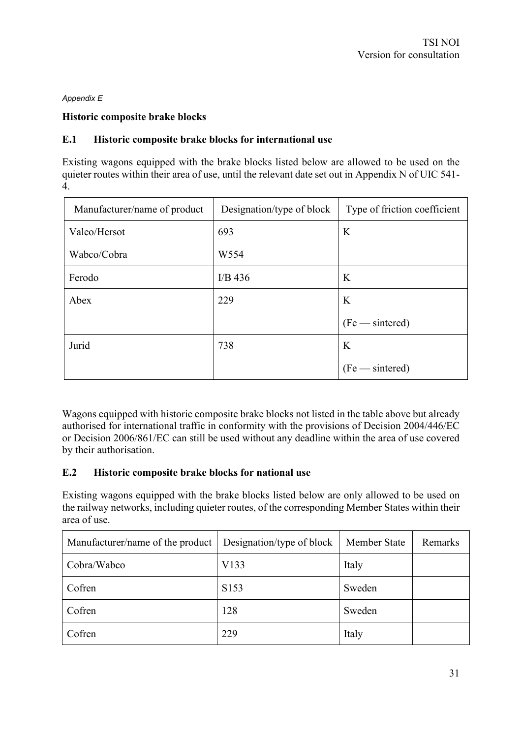*Appendix E*

**Historic composite brake blocks**

### E.1 Historic composite brake blocks for international use

Existing wagons equipped with the brake blocks listed below are allowed to be used on the quieter routes within their area of use, until the relevant date set out in Appendix N of UIC 541-4.

| Manufacturer/name of product | Designation/type of block | Type of friction coefficient |
|---|---|---|
| Valeo/Hersot<br>Wabco/Cobra | 693<br>W554 | K |
| Ferodo | I/B 436 | K |
| Abex | 229 | K<br>(Fe — sintered) |
| Jurid | 738 | K<br>(Fe — sintered) |

Wagons equipped with historic composite brake blocks not listed in the table above but already authorised for international traffic in conformity with the provisions of Decision 2004/446/EC or Decision 2006/861/EC can still be used without any deadline within the area of use covered by their authorisation.

### E.2 Historic composite brake blocks for national use

Existing wagons equipped with the brake blocks listed below are only allowed to be used on the railway networks, including quieter routes, of the corresponding Member States within their area of use.

| Manufacturer/name of the product | Designation/type of block | Member State | Remarks |
|---|---|---|---|
| Cobra/Wabco | V133 | Italy | |
| Cofren | S153 | Sweden | |
| Cofren | 128 | Sweden | |
| Cofren | 229 | Italy | |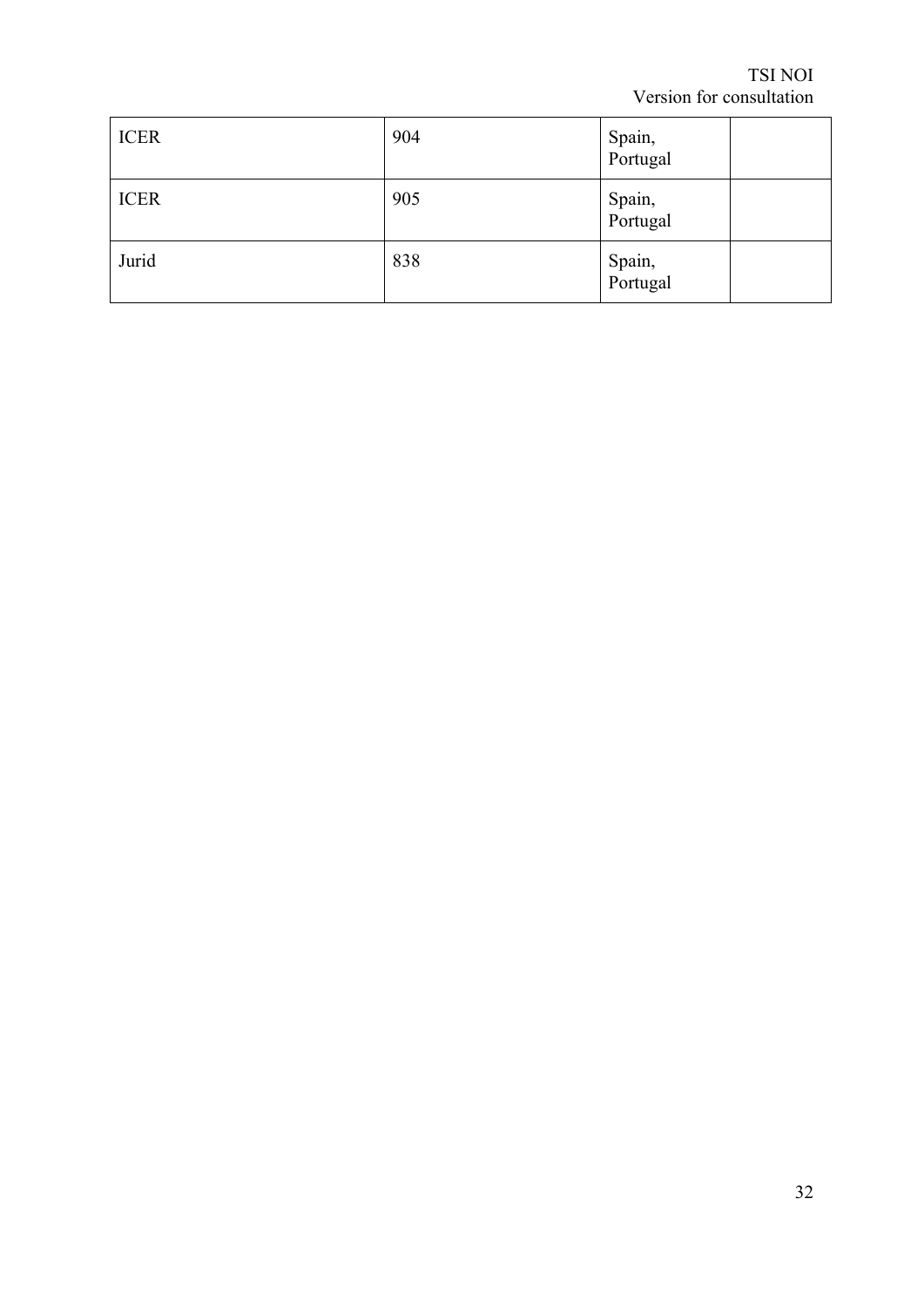| ICER | 904 | Spain, Portugal | |
|---|---|---|---|
| ICER | 905 | Spain, Portugal | |
| Jurid | 838 | Spain, Portugal | |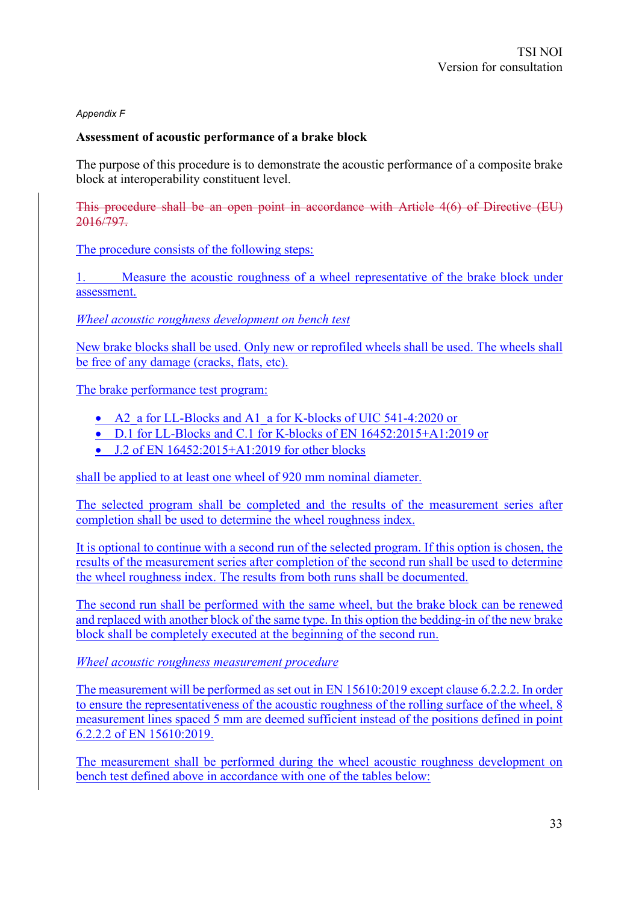*Appendix F*

**Assessment of acoustic performance of a brake block**

The purpose of this procedure is to demonstrate the acoustic performance of a composite brake block at interoperability constituent level.

~~This procedure shall be an open point in accordance with Article 4(6) of Directive (EU) 2016/797.~~

The procedure consists of the following steps:

1. Measure the acoustic roughness of a wheel representative of the brake block under assessment.

*Wheel acoustic roughness development on bench test*

New brake blocks shall be used. Only new or reprofiled wheels shall be used. The wheels shall be free of any damage (cracks, flats, etc).

The brake performance test program:

- A2_a for LL-Blocks and A1_a for K-blocks of UIC 541-4:2020 or
- D.1 for LL-Blocks and C.1 for K-blocks of EN 16452:2015+A1:2019 or
- J.2 of EN 16452:2015+A1:2019 for other blocks

shall be applied to at least one wheel of 920 mm nominal diameter.

The selected program shall be completed and the results of the measurement series after completion shall be used to determine the wheel roughness index.

It is optional to continue with a second run of the selected program. If this option is chosen, the results of the measurement series after completion of the second run shall be used to determine the wheel roughness index. The results from both runs shall be documented.

The second run shall be performed with the same wheel, but the brake block can be renewed and replaced with another block of the same type. In this option the bedding-in of the new brake block shall be completely executed at the beginning of the second run.

*Wheel acoustic roughness measurement procedure*

The measurement will be performed as set out in EN 15610:2019 except clause 6.2.2.2. In order to ensure the representativeness of the acoustic roughness of the rolling surface of the wheel, 8 measurement lines spaced 5 mm are deemed sufficient instead of the positions defined in point 6.2.2.2 of EN 15610:2019.

The measurement shall be performed during the wheel acoustic roughness development on bench test defined above in accordance with one of the tables below: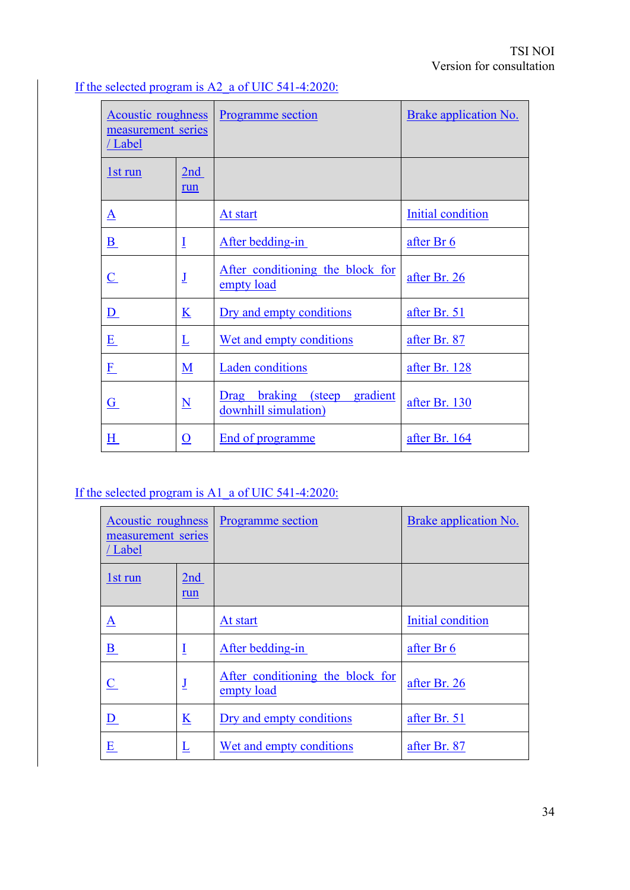If the selected program is A2_a of UIC 541-4:2020:

| Acoustic roughness measurement series / Label | | Programme section | Brake application No. |
|---|---|---|---|
| 1st run | 2nd run | | |
| A | | At start | Initial condition |
| B | I | After bedding-in | after Br 6 |
| C | J | After conditioning the block for empty load | after Br. 26 |
| D | K | Dry and empty conditions | after Br. 51 |
| E | L | Wet and empty conditions | after Br. 87 |
| F | M | Laden conditions | after Br. 128 |
| G | N | Drag braking (steep gradient downhill simulation) | after Br. 130 |
| H | O | End of programme | after Br. 164 |

If the selected program is A1_a of UIC 541-4:2020:

| Acoustic roughness measurement series / Label | | Programme section | Brake application No. |
|---|---|---|---|
| 1st run | 2nd run | | |
| A | | At start | Initial condition |
| B | I | After bedding-in | after Br 6 |
| C | J | After conditioning the block for empty load | after Br. 26 |
| D | K | Dry and empty conditions | after Br. 51 |
| E | L | Wet and empty conditions | after Br. 87 |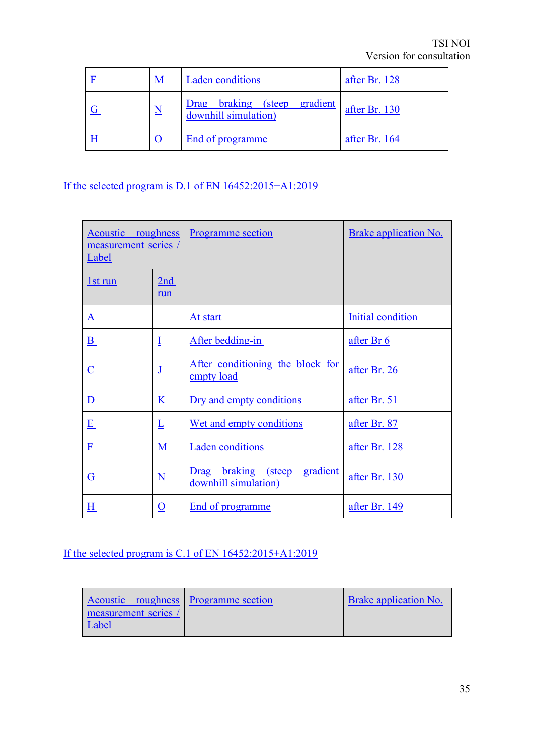| | | | |
|---|---|---|---|
| F | M | Laden conditions | after Br. 128 |
| G | N | Drag braking (steep gradient downhill simulation) | after Br. 130 |
| H | O | End of programme | after Br. 164 |

If the selected program is D.1 of EN 16452:2015+A1:2019

| Acoustic roughness measurement series / Label | | Programme section | Brake application No. |
|---|---|---|---|
| 1st run | 2nd run | | |
| A | | At start | Initial condition |
| B | I | After bedding-in | after Br 6 |
| C | J | After conditioning the block for empty load | after Br. 26 |
| D | K | Dry and empty conditions | after Br. 51 |
| E | L | Wet and empty conditions | after Br. 87 |
| F | M | Laden conditions | after Br. 128 |
| G | N | Drag braking (steep gradient downhill simulation) | after Br. 130 |
| H | O | End of programme | after Br. 149 |

If the selected program is C.1 of EN 16452:2015+A1:2019

| Acoustic roughness measurement series / Label | Programme section | Brake application No. |
|---|---|---|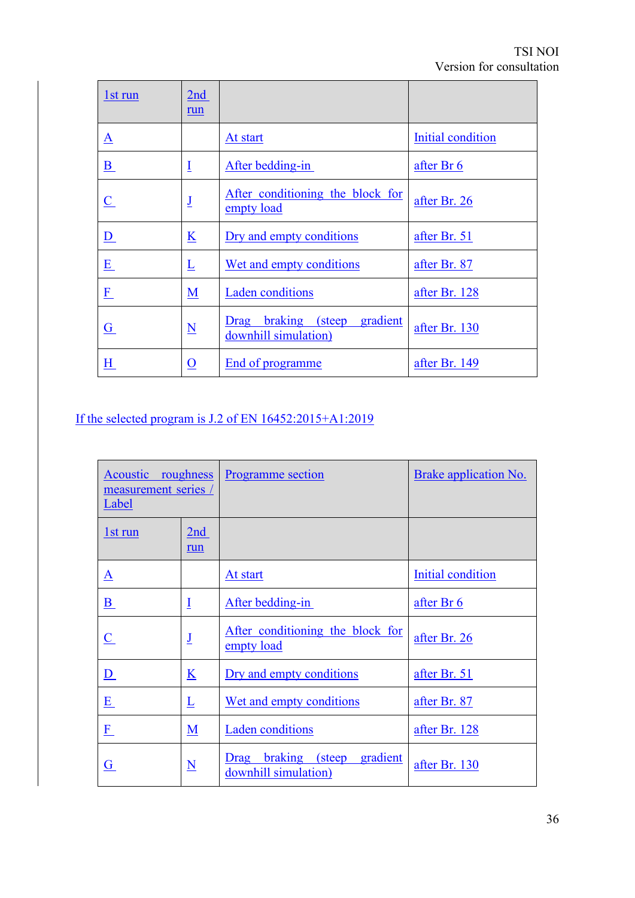| 1st run | 2nd run | | |
|---|---|---|---|
| A | | At start | Initial condition |
| B | I | After bedding-in | after Br 6 |
| C | J | After conditioning the block for empty load | after Br. 26 |
| D | K | Dry and empty conditions | after Br. 51 |
| E | L | Wet and empty conditions | after Br. 87 |
| F | M | Laden conditions | after Br. 128 |
| G | N | Drag braking (steep gradient downhill simulation) | after Br. 130 |
| H | O | End of programme | after Br. 149 |

If the selected program is J.2 of EN 16452:2015+A1:2019

| Acoustic roughness measurement series / Label | | Programme section | Brake application No. |
|---|---|---|---|
| 1st run | 2nd run | | |
| A | | At start | Initial condition |
| B | I | After bedding-in | after Br 6 |
| C | J | After conditioning the block for empty load | after Br. 26 |
| D | K | Dry and empty conditions | after Br. 51 |
| E | L | Wet and empty conditions | after Br. 87 |
| F | M | Laden conditions | after Br. 128 |
| G | N | Drag braking (steep gradient downhill simulation) | after Br. 130 |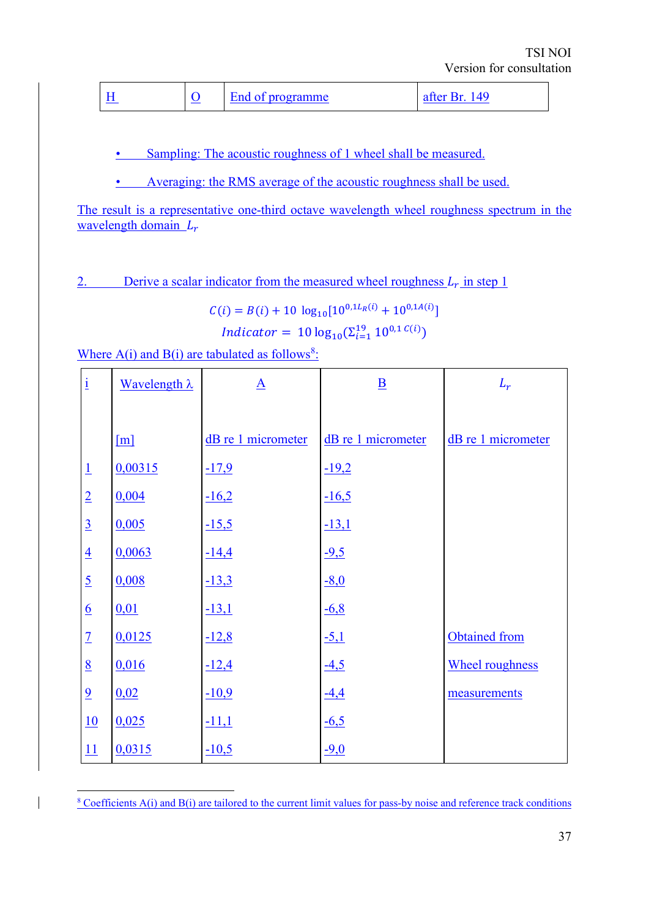| H | O | End of programme | after Br. 149 |
|---|---|---|---|

- Sampling: The acoustic roughness of 1 wheel shall be measured.
- Averaging: the RMS average of the acoustic roughness shall be used.

The result is a representative one-third octave wavelength wheel roughness spectrum in the wavelength domain $L_r$

2. Derive a scalar indicator from the measured wheel roughness $L_r$ in step 1

$$C(i) = B(i) + 10\ \log_{10}[10^{0,1L_R(i)} + 10^{0,1A(i)}]$$

$$Indicator = \ 10 \log_{10}(\Sigma_{i=1}^{19} 10^{0,1\ C(i)})$$

Where A(i) and B(i) are tabulated as follows[8]:

| i | Wavelength λ | A | B | $L_r$ |
|---|---|---|---|---|
| | [m] | dB re 1 micrometer | dB re 1 micrometer | dB re 1 micrometer |
| 1 | 0,00315 | -17,9 | -19,2 | |
| 2 | 0,004 | -16,2 | -16,5 | |
| 3 | 0,005 | -15,5 | -13,1 | |
| 4 | 0,0063 | -14,4 | -9,5 | |
| 5 | 0,008 | -13,3 | -8,0 | |
| 6 | 0,01 | -13,1 | -6,8 | |
| 7 | 0,0125 | -12,8 | -5,1 | Obtained from |
| 8 | 0,016 | -12,4 | -4,5 | Wheel roughness |
| 9 | 0,02 | -10,9 | -4,4 | measurements |
| 10 | 0,025 | -11,1 | -6,5 | |
| 11 | 0,0315 | -10,5 | -9,0 | |

[8] Coefficients A(i) and B(i) are tailored to the current limit values for pass-by noise and reference track conditions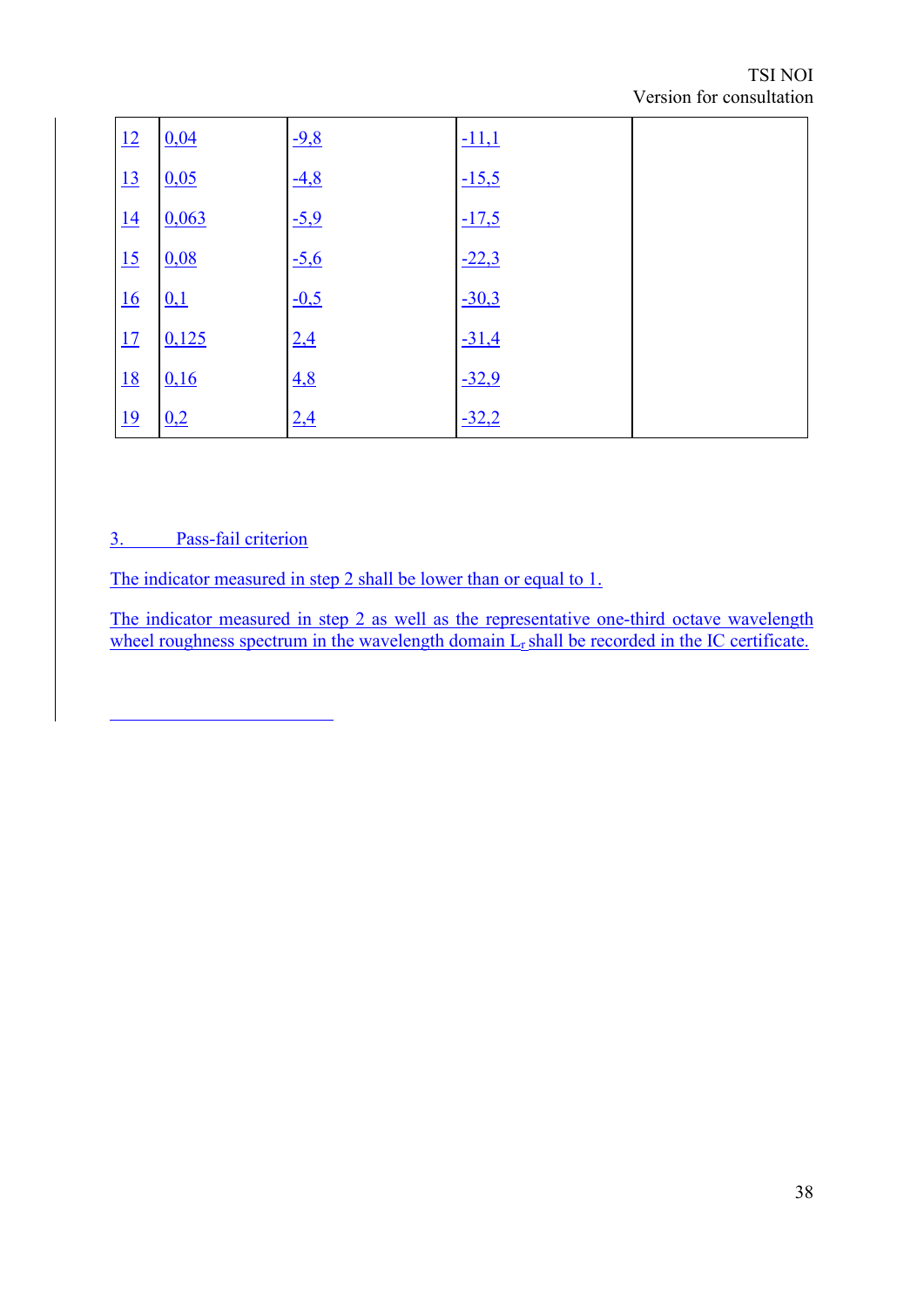| 12 | 0,04 | -9,8 | -11,1 | |
|---|---|---|---|---|
| 13 | 0,05 | -4,8 | -15,5 | |
| 14 | 0,063 | -5,9 | -17,5 | |
| 15 | 0,08 | -5,6 | -22,3 | |
| 16 | 0,1 | -0,5 | -30,3 | |
| 17 | 0,125 | 2,4 | -31,4 | |
| 18 | 0,16 | 4,8 | -32,9 | |
| 19 | 0,2 | 2,4 | -32,2 | |

### 3. Pass-fail criterion

The indicator measured in step 2 shall be lower than or equal to 1.

The indicator measured in step 2 as well as the representative one-third octave wavelength wheel roughness spectrum in the wavelength domain $L_r$ shall be recorded in the IC certificate.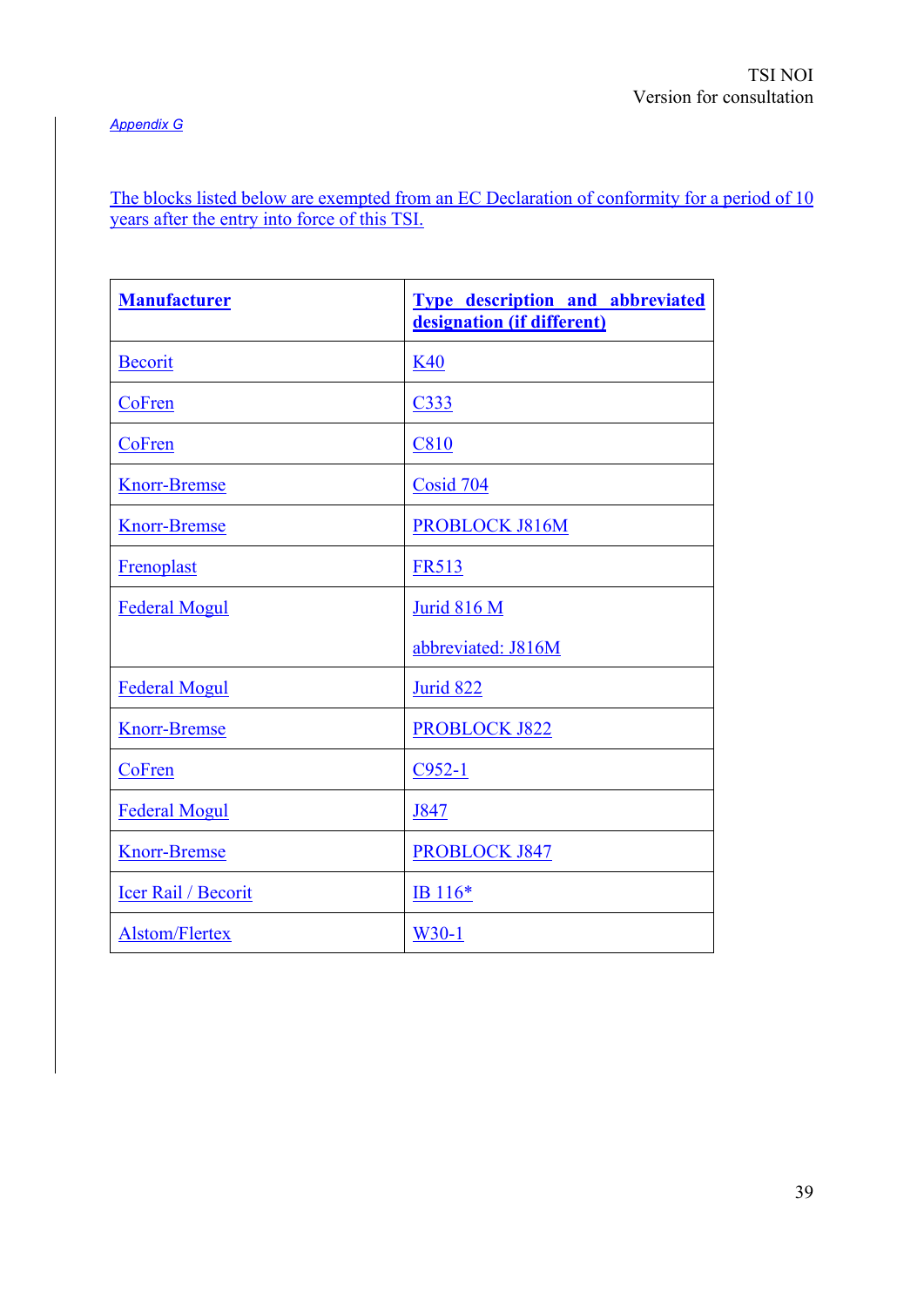*Appendix G*

The blocks listed below are exempted from an EC Declaration of conformity for a period of 10 years after the entry into force of this TSI.

| **Manufacturer** | **Type description and abbreviated designation (if different)** |
|---|---|
| Becorit | K40 |
| CoFren | C333 |
| CoFren | C810 |
| Knorr-Bremse | Cosid 704 |
| Knorr-Bremse | PROBLOCK J816M |
| Frenoplast | FR513 |
| Federal Mogul | Jurid 816 M<br><br>abbreviated: J816M |
| Federal Mogul | Jurid 822 |
| Knorr-Bremse | PROBLOCK J822 |
| CoFren | C952-1 |
| Federal Mogul | J847 |
| Knorr-Bremse | PROBLOCK J847 |
| Icer Rail / Becorit | IB 116* |
| Alstom/Flertex | W30-1 |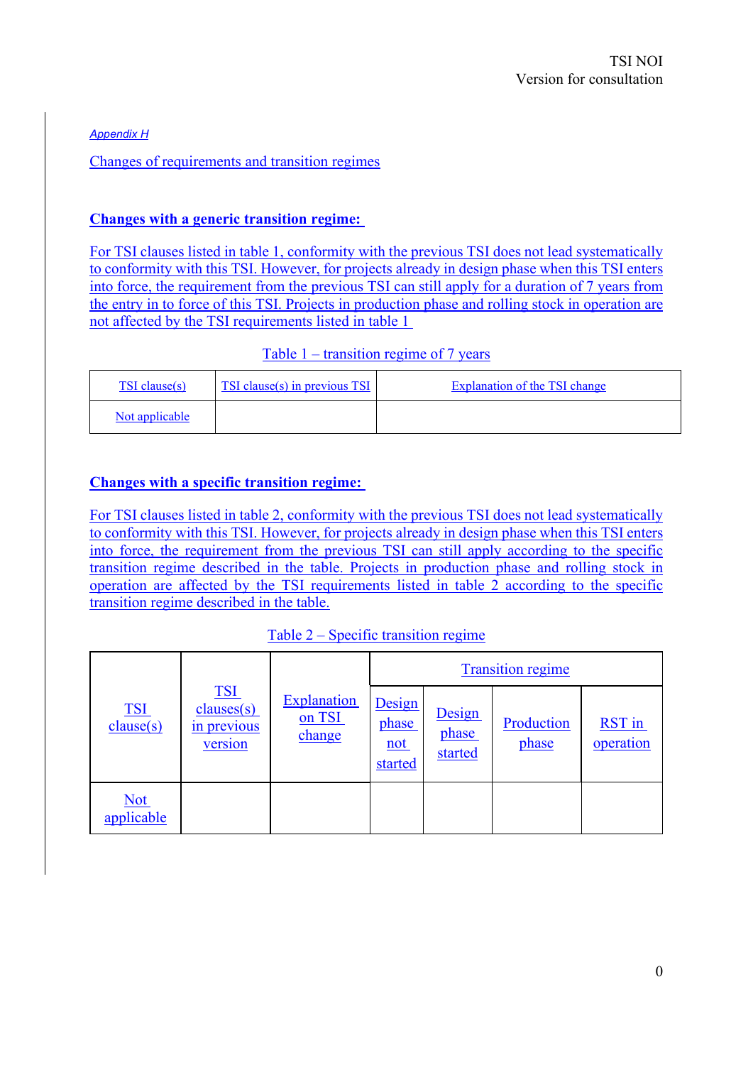*Appendix H*

Changes of requirements and transition regimes

**Changes with a generic transition regime:**

For TSI clauses listed in table 1, conformity with the previous TSI does not lead systematically to conformity with this TSI. However, for projects already in design phase when this TSI enters into force, the requirement from the previous TSI can still apply for a duration of 7 years from the entry in to force of this TSI. Projects in production phase and rolling stock in operation are not affected by the TSI requirements listed in table 1

Table 1 – transition regime of 7 years

| TSI clause(s) | TSI clause(s) in previous TSI | Explanation of the TSI change |
|---|---|---|
| Not applicable | | |

**Changes with a specific transition regime:**

For TSI clauses listed in table 2, conformity with the previous TSI does not lead systematically to conformity with this TSI. However, for projects already in design phase when this TSI enters into force, the requirement from the previous TSI can still apply according to the specific transition regime described in the table. Projects in production phase and rolling stock in operation are affected by the TSI requirements listed in table 2 according to the specific transition regime described in the table.

Table 2 – Specific transition regime

| TSI clause(s) | TSI clauses(s) in previous version | Explanation on TSI change | Transition regime | | | |
|---|---|---|---|---|---|---|
| | | | Design phase not started | Design phase started | Production phase | RST in operation |
| Not applicable | | | | | | |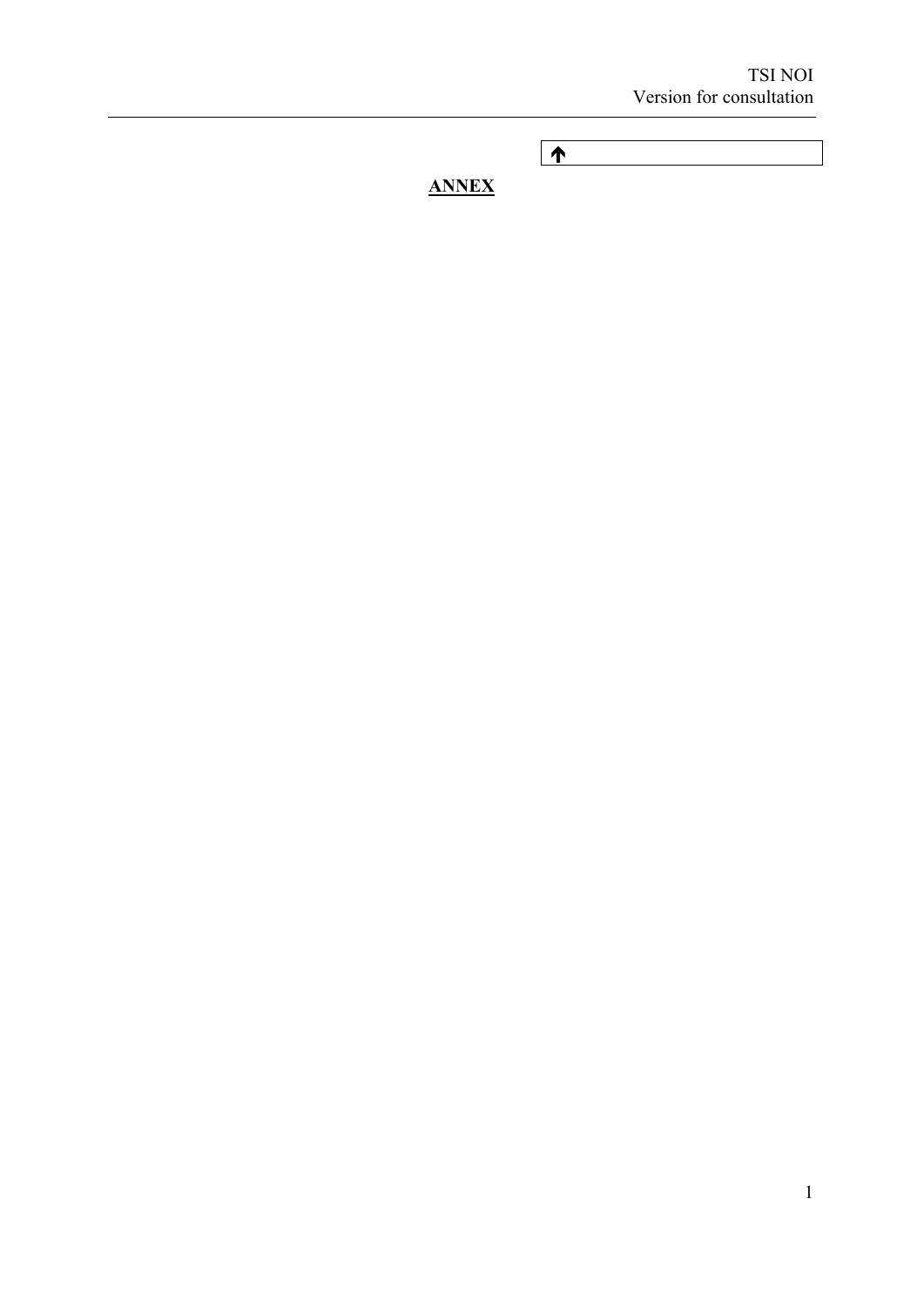↑

**ANNEX**